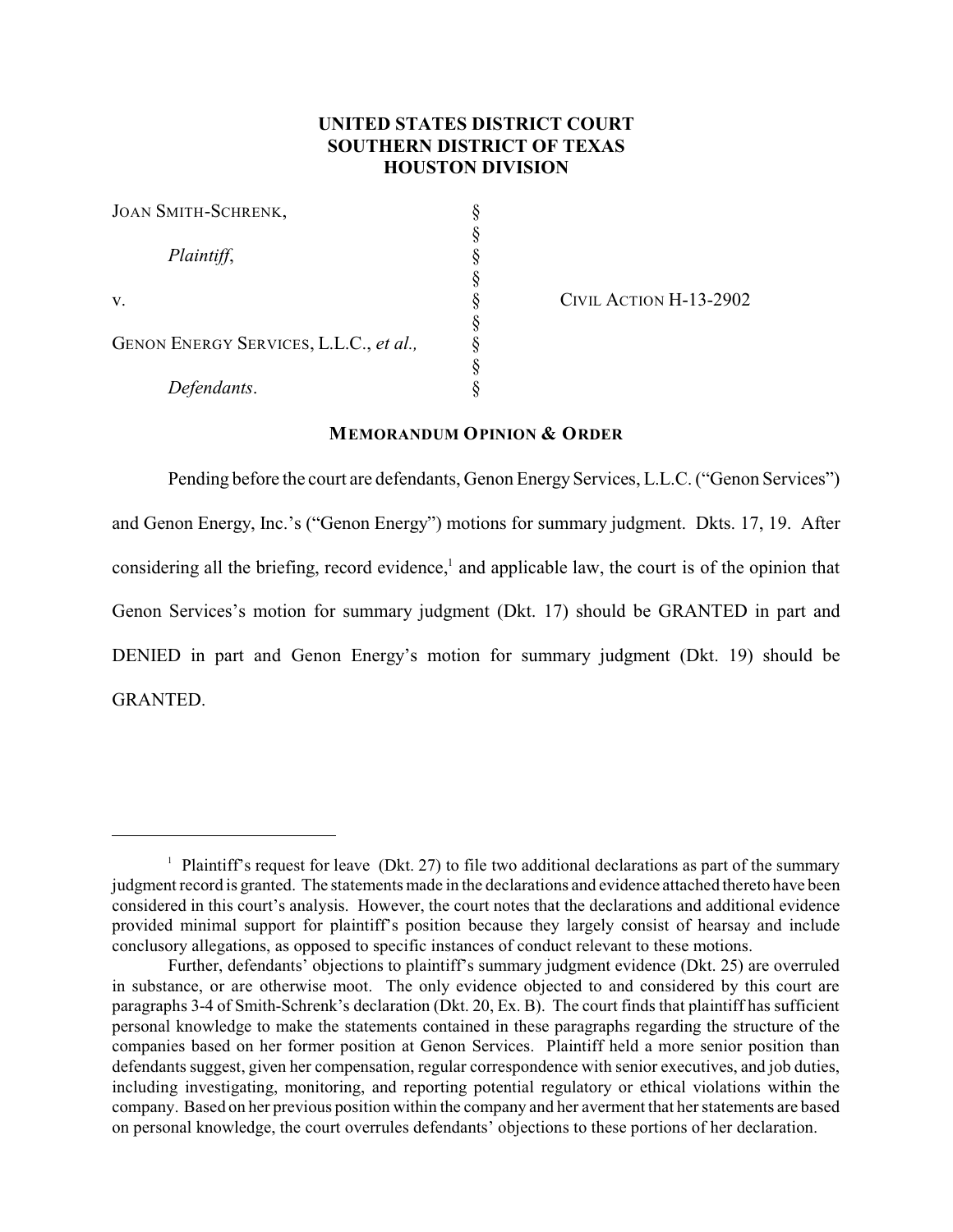**UNITED STATES DISTRICT COURT**
**SOUTHERN DISTRICT OF TEXAS**
**HOUSTON DIVISION**

| | | |
|---|---|---|
| JOAN SMITH-SCHRENK, | § | |
| | § | |
| *Plaintiff*, | § | |
| | § | |
| v. | § | CIVIL ACTION H-13-2902 |
| | § | |
| GENON ENERGY SERVICES, L.L.C., *et al.,* | § | |
| | § | |
| *Defendants*. | § | |

**MEMORANDUM OPINION & ORDER**

Pending before the court are defendants, Genon Energy Services, L.L.C. ("Genon Services") and Genon Energy, Inc.'s ("Genon Energy") motions for summary judgment. Dkts. 17, 19. After considering all the briefing, record evidence,[1] and applicable law, the court is of the opinion that Genon Services's motion for summary judgment (Dkt. 17) should be GRANTED in part and DENIED in part and Genon Energy's motion for summary judgment (Dkt. 19) should be GRANTED.

---

[1] Plaintiff's request for leave (Dkt. 27) to file two additional declarations as part of the summary judgment record is granted. The statements made in the declarations and evidence attached thereto have been considered in this court's analysis. However, the court notes that the declarations and additional evidence provided minimal support for plaintiff's position because they largely consist of hearsay and include conclusory allegations, as opposed to specific instances of conduct relevant to these motions.

Further, defendants' objections to plaintiff's summary judgment evidence (Dkt. 25) are overruled in substance, or are otherwise moot. The only evidence objected to and considered by this court are paragraphs 3-4 of Smith-Schrenk's declaration (Dkt. 20, Ex. B). The court finds that plaintiff has sufficient personal knowledge to make the statements contained in these paragraphs regarding the structure of the companies based on her former position at Genon Services. Plaintiff held a more senior position than defendants suggest, given her compensation, regular correspondence with senior executives, and job duties, including investigating, monitoring, and reporting potential regulatory or ethical violations within the company. Based on her previous position within the company and her averment that her statements are based on personal knowledge, the court overrules defendants' objections to these portions of her declaration.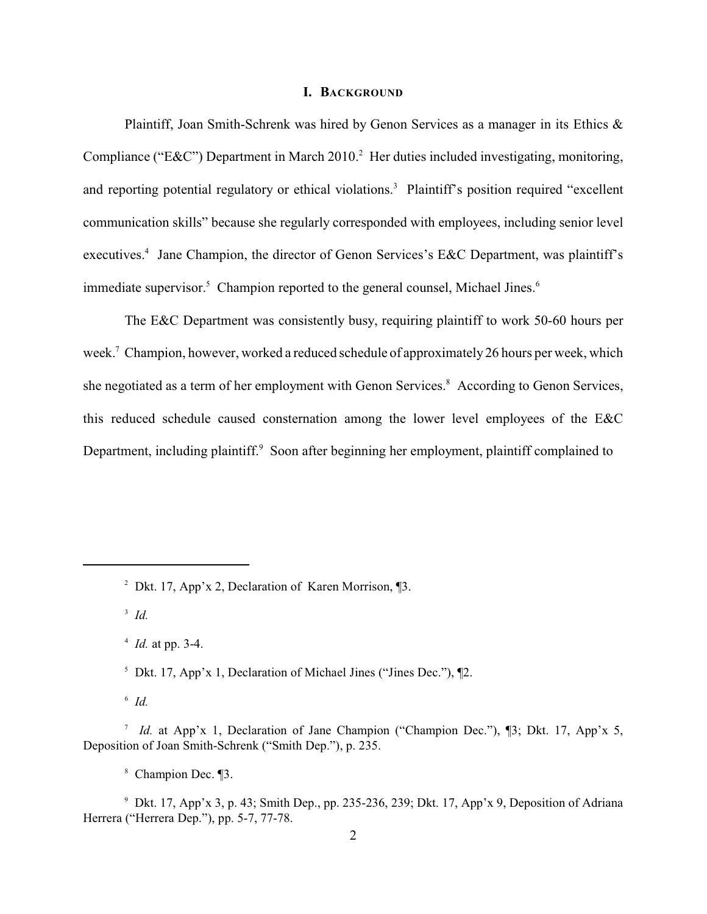## I. Background

Plaintiff, Joan Smith-Schrenk was hired by Genon Services as a manager in its Ethics & Compliance ("E&C") Department in March 2010.[2] Her duties included investigating, monitoring, and reporting potential regulatory or ethical violations.[3] Plaintiff's position required "excellent communication skills" because she regularly corresponded with employees, including senior level executives.[4] Jane Champion, the director of Genon Services's E&C Department, was plaintiff's immediate supervisor.[5] Champion reported to the general counsel, Michael Jines.[6]

The E&C Department was consistently busy, requiring plaintiff to work 50-60 hours per week.[7] Champion, however, worked a reduced schedule of approximately 26 hours per week, which she negotiated as a term of her employment with Genon Services.[8] According to Genon Services, this reduced schedule caused consternation among the lower level employees of the E&C Department, including plaintiff.[9] Soon after beginning her employment, plaintiff complained to

---

[2] Dkt. 17, App'x 2, Declaration of Karen Morrison, ¶3.

[3] *Id.*

[4] *Id.* at pp. 3-4.

[5] Dkt. 17, App'x 1, Declaration of Michael Jines ("Jines Dec."), ¶2.

[6] *Id.*

[7] *Id.* at App'x 1, Declaration of Jane Champion ("Champion Dec."), ¶3; Dkt. 17, App'x 5, Deposition of Joan Smith-Schrenk ("Smith Dep."), p. 235.

[8] Champion Dec. ¶3.

[9] Dkt. 17, App'x 3, p. 43; Smith Dep., pp. 235-236, 239; Dkt. 17, App'x 9, Deposition of Adriana Herrera ("Herrera Dep."), pp. 5-7, 77-78.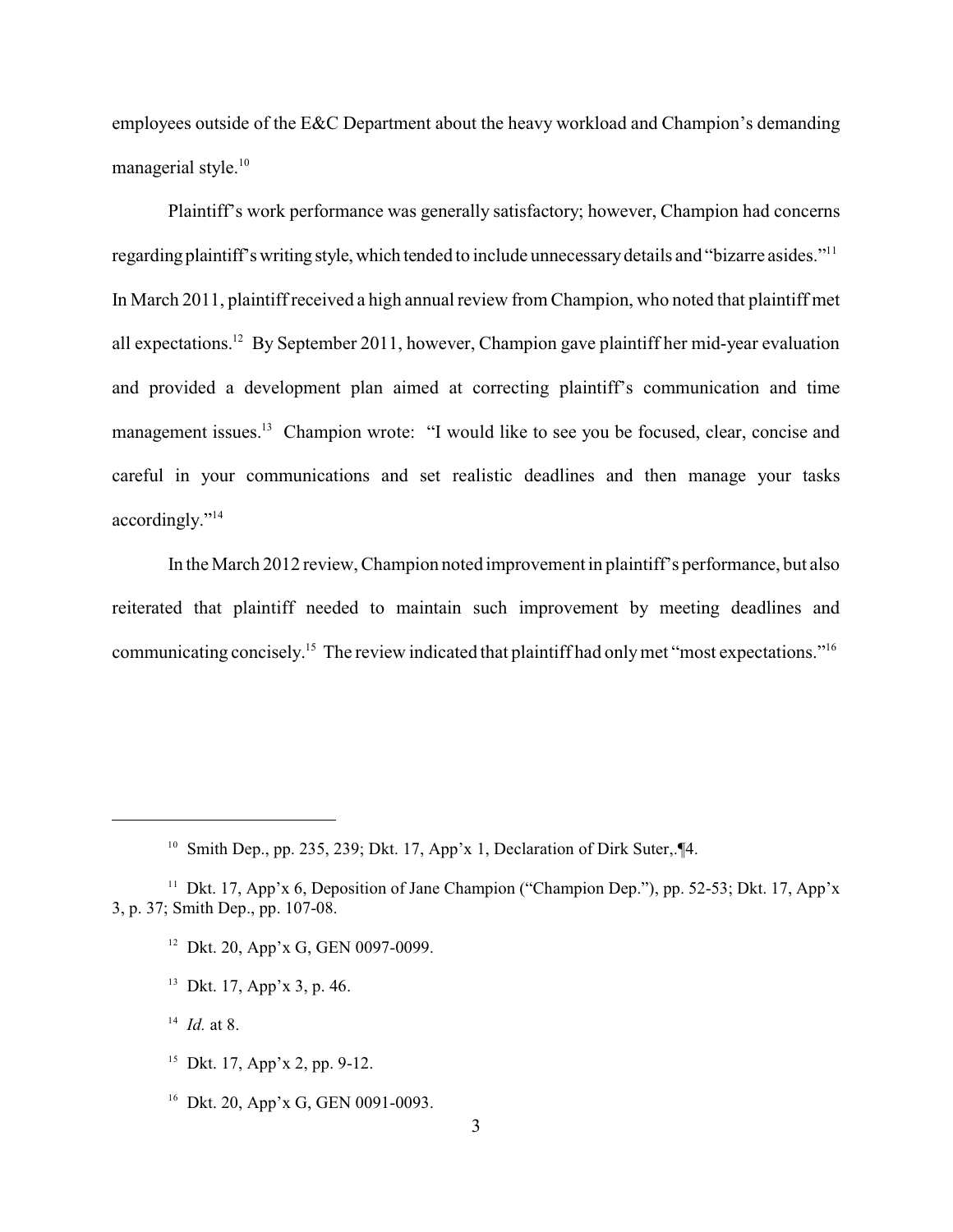employees outside of the E&C Department about the heavy workload and Champion's demanding managerial style.[10]

Plaintiff's work performance was generally satisfactory; however, Champion had concerns regarding plaintiff's writing style, which tended to include unnecessary details and "bizarre asides."[11] In March 2011, plaintiff received a high annual review from Champion, who noted that plaintiff met all expectations.[12] By September 2011, however, Champion gave plaintiff her mid-year evaluation and provided a development plan aimed at correcting plaintiff's communication and time management issues.[13] Champion wrote: "I would like to see you be focused, clear, concise and careful in your communications and set realistic deadlines and then manage your tasks accordingly."[14]

In the March 2012 review, Champion noted improvement in plaintiff's performance, but also reiterated that plaintiff needed to maintain such improvement by meeting deadlines and communicating concisely.[15] The review indicated that plaintiff had only met "most expectations."[16]

---

[10] Smith Dep., pp. 235, 239; Dkt. 17, App'x 1, Declaration of Dirk Suter,.¶4.

[11] Dkt. 17, App'x 6, Deposition of Jane Champion ("Champion Dep."), pp. 52-53; Dkt. 17, App'x 3, p. 37; Smith Dep., pp. 107-08.

[12] Dkt. 20, App'x G, GEN 0097-0099.

[13] Dkt. 17, App'x 3, p. 46.

[14] *Id.* at 8.

[15] Dkt. 17, App'x 2, pp. 9-12.

[16] Dkt. 20, App'x G, GEN 0091-0093.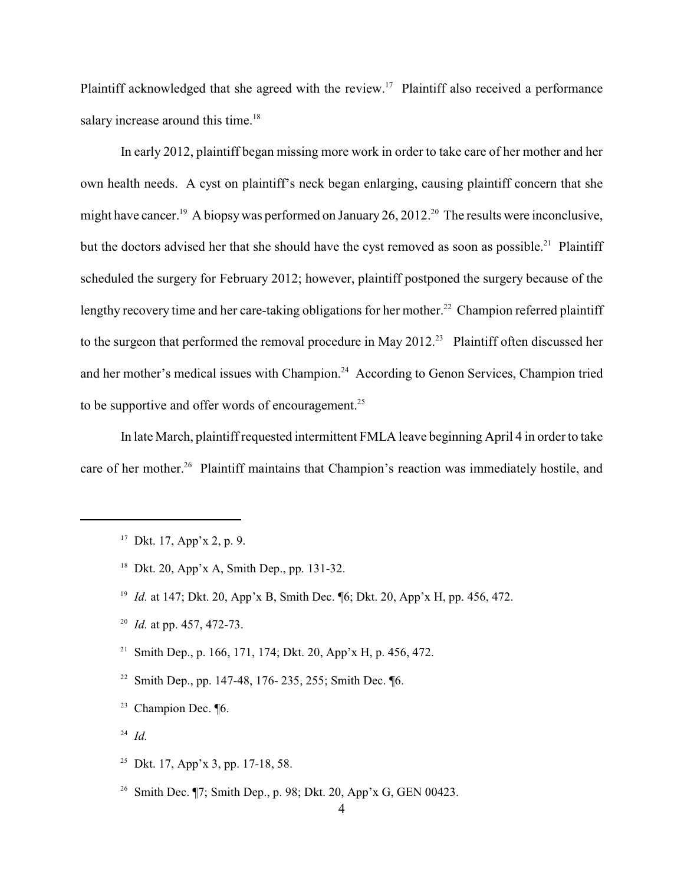Plaintiff acknowledged that she agreed with the review.[17] Plaintiff also received a performance salary increase around this time.[18]

In early 2012, plaintiff began missing more work in order to take care of her mother and her own health needs. A cyst on plaintiff's neck began enlarging, causing plaintiff concern that she might have cancer.[19] A biopsy was performed on January 26, 2012.[20] The results were inconclusive, but the doctors advised her that she should have the cyst removed as soon as possible.[21] Plaintiff scheduled the surgery for February 2012; however, plaintiff postponed the surgery because of the lengthy recovery time and her care-taking obligations for her mother.[22] Champion referred plaintiff to the surgeon that performed the removal procedure in May 2012.[23] Plaintiff often discussed her and her mother's medical issues with Champion.[24] According to Genon Services, Champion tried to be supportive and offer words of encouragement.[25]

In late March, plaintiff requested intermittent FMLA leave beginning April 4 in order to take care of her mother.[26] Plaintiff maintains that Champion's reaction was immediately hostile, and

---

[17] Dkt. 17, App'x 2, p. 9.

[18] Dkt. 20, App'x A, Smith Dep., pp. 131-32.

[19] *Id.* at 147; Dkt. 20, App'x B, Smith Dec. ¶6; Dkt. 20, App'x H, pp. 456, 472.

[20] *Id.* at pp. 457, 472-73.

[21] Smith Dep., p. 166, 171, 174; Dkt. 20, App'x H, p. 456, 472.

[22] Smith Dep., pp. 147-48, 176- 235, 255; Smith Dec. ¶6.

[23] Champion Dec. ¶6.

[24] *Id.*

[25] Dkt. 17, App'x 3, pp. 17-18, 58.

[26] Smith Dec. ¶7; Smith Dep., p. 98; Dkt. 20, App'x G, GEN 00423.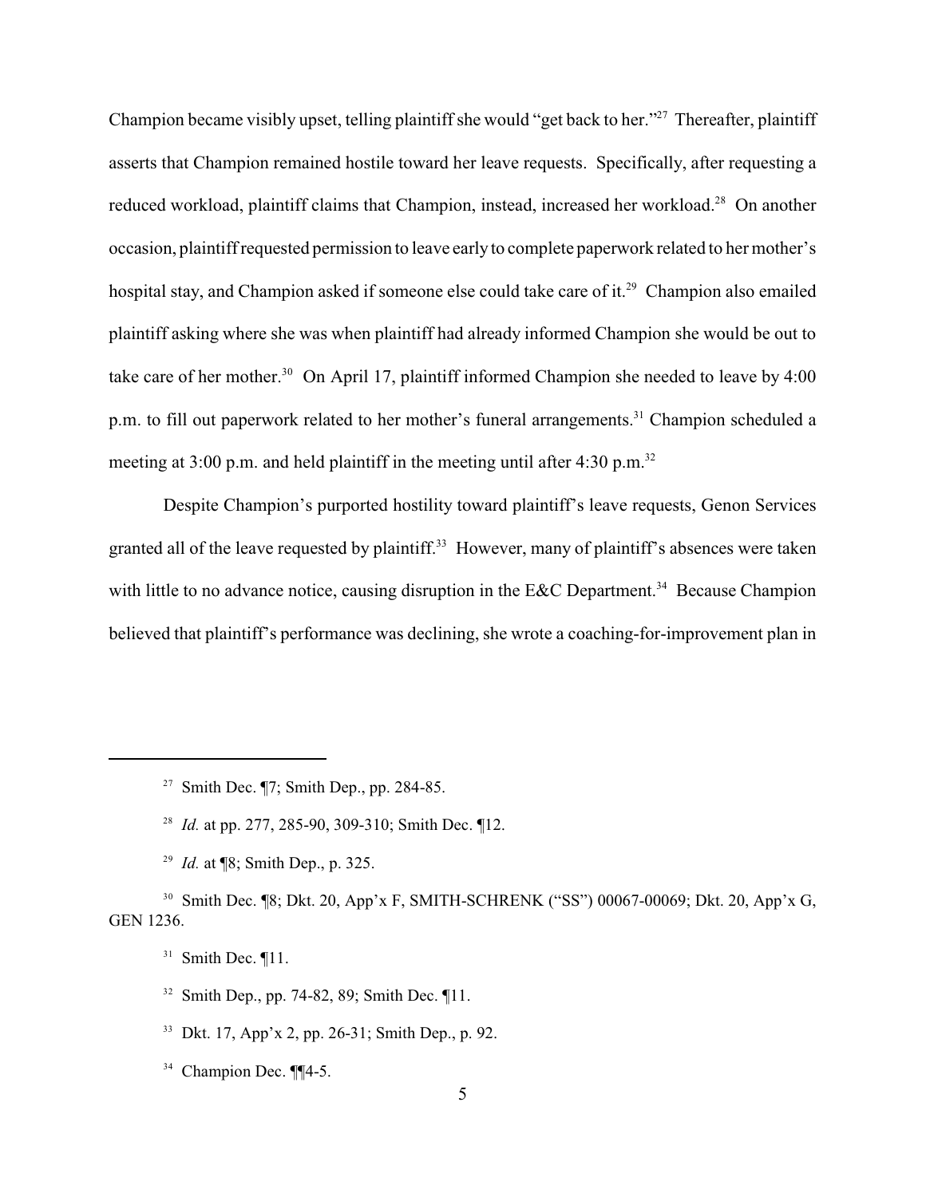Champion became visibly upset, telling plaintiff she would "get back to her."[27] Thereafter, plaintiff asserts that Champion remained hostile toward her leave requests. Specifically, after requesting a reduced workload, plaintiff claims that Champion, instead, increased her workload.[28] On another occasion, plaintiff requested permission to leave early to complete paperwork related to her mother's hospital stay, and Champion asked if someone else could take care of it.[29] Champion also emailed plaintiff asking where she was when plaintiff had already informed Champion she would be out to take care of her mother.[30] On April 17, plaintiff informed Champion she needed to leave by 4:00 p.m. to fill out paperwork related to her mother's funeral arrangements.[31] Champion scheduled a meeting at 3:00 p.m. and held plaintiff in the meeting until after 4:30 p.m.[32]

Despite Champion's purported hostility toward plaintiff's leave requests, Genon Services granted all of the leave requested by plaintiff.[33] However, many of plaintiff's absences were taken with little to no advance notice, causing disruption in the E&C Department.[34] Because Champion believed that plaintiff's performance was declining, she wrote a coaching-for-improvement plan in

---

[27] Smith Dec. ¶7; Smith Dep., pp. 284-85.

[28] *Id.* at pp. 277, 285-90, 309-310; Smith Dec. ¶12.

[29] *Id.* at ¶8; Smith Dep., p. 325.

[30] Smith Dec. ¶8; Dkt. 20, App'x F, SMITH-SCHRENK ("SS") 00067-00069; Dkt. 20, App'x G, GEN 1236.

[31] Smith Dec. ¶11.

[32] Smith Dep., pp. 74-82, 89; Smith Dec. ¶11.

[33] Dkt. 17, App'x 2, pp. 26-31; Smith Dep., p. 92.

[34] Champion Dec. ¶¶4-5.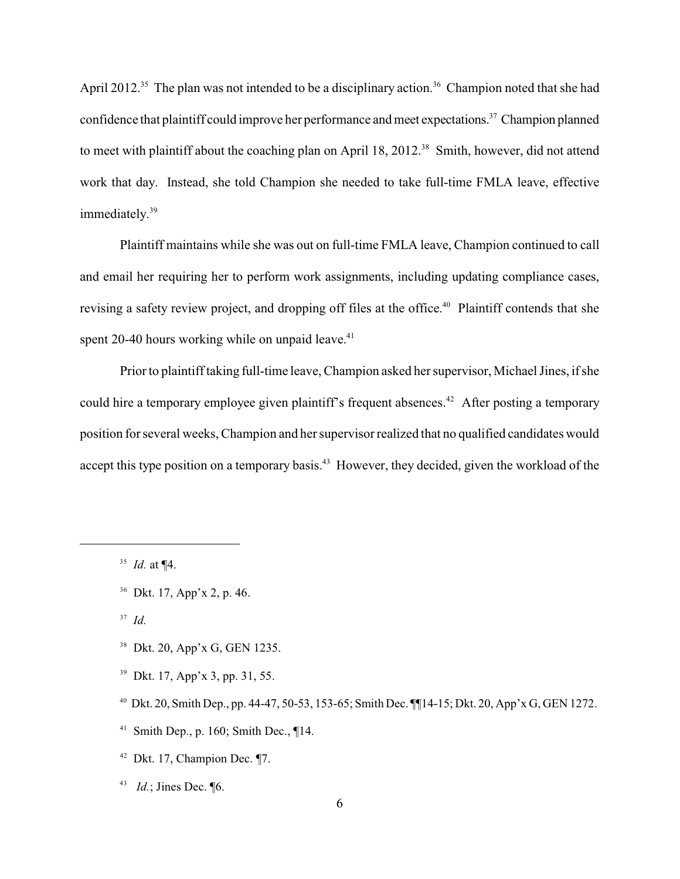April 2012.[35] The plan was not intended to be a disciplinary action.[36] Champion noted that she had confidence that plaintiff could improve her performance and meet expectations.[37] Champion planned to meet with plaintiff about the coaching plan on April 18, 2012.[38] Smith, however, did not attend work that day. Instead, she told Champion she needed to take full-time FMLA leave, effective immediately.[39]

Plaintiff maintains while she was out on full-time FMLA leave, Champion continued to call and email her requiring her to perform work assignments, including updating compliance cases, revising a safety review project, and dropping off files at the office.[40] Plaintiff contends that she spent 20-40 hours working while on unpaid leave.[41]

Prior to plaintiff taking full-time leave, Champion asked her supervisor, Michael Jines, if she could hire a temporary employee given plaintiff's frequent absences.[42] After posting a temporary position for several weeks, Champion and her supervisor realized that no qualified candidates would accept this type position on a temporary basis.[43] However, they decided, given the workload of the

---

[35] *Id.* at ¶4.

[36] Dkt. 17, App'x 2, p. 46.

[37] *Id.*

[38] Dkt. 20, App'x G, GEN 1235.

[39] Dkt. 17, App'x 3, pp. 31, 55.

[40] Dkt. 20, Smith Dep., pp. 44-47, 50-53, 153-65; Smith Dec. ¶¶14-15; Dkt. 20, App'x G, GEN 1272.

[41] Smith Dep., p. 160; Smith Dec., ¶14.

[42] Dkt. 17, Champion Dec. ¶7.

[43] *Id.*; Jines Dec. ¶6.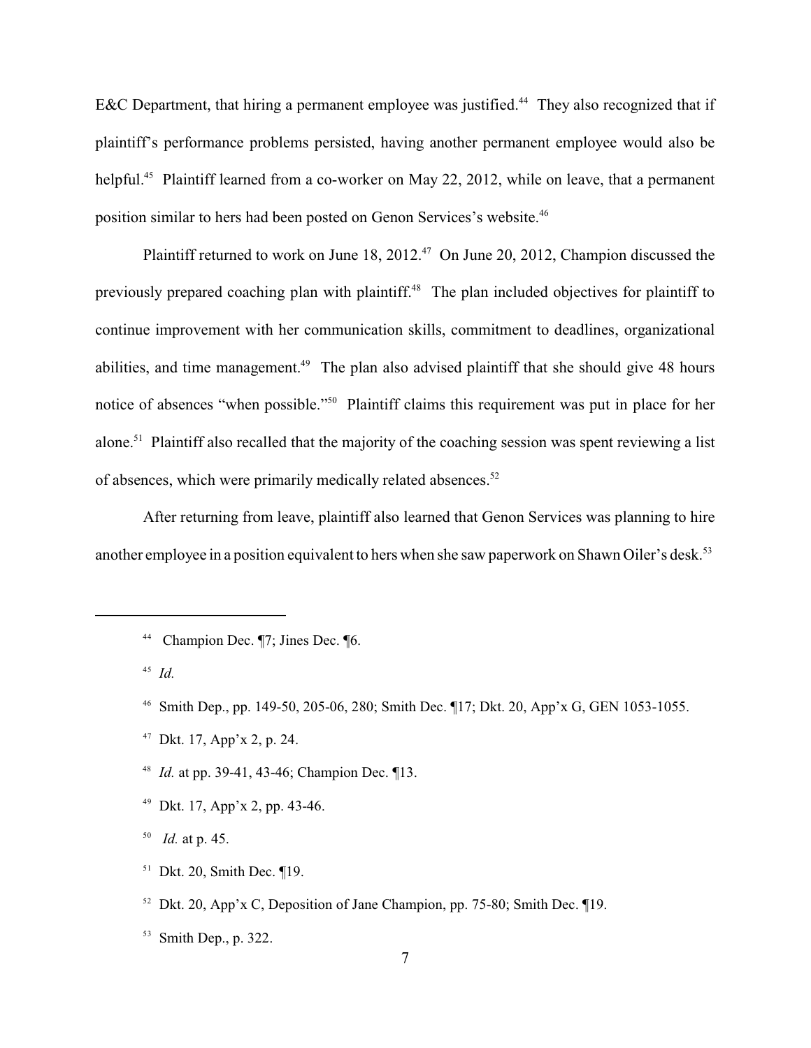E&C Department, that hiring a permanent employee was justified.[44] They also recognized that if plaintiff's performance problems persisted, having another permanent employee would also be helpful.[45] Plaintiff learned from a co-worker on May 22, 2012, while on leave, that a permanent position similar to hers had been posted on Genon Services's website.[46]

Plaintiff returned to work on June 18, 2012.[47] On June 20, 2012, Champion discussed the previously prepared coaching plan with plaintiff.[48] The plan included objectives for plaintiff to continue improvement with her communication skills, commitment to deadlines, organizational abilities, and time management.[49] The plan also advised plaintiff that she should give 48 hours notice of absences "when possible."[50] Plaintiff claims this requirement was put in place for her alone.[51] Plaintiff also recalled that the majority of the coaching session was spent reviewing a list of absences, which were primarily medically related absences.[52]

After returning from leave, plaintiff also learned that Genon Services was planning to hire another employee in a position equivalent to hers when she saw paperwork on Shawn Oiler's desk.[53]

---

[44] Champion Dec. ¶7; Jines Dec. ¶6.

[45] *Id.*

[46] Smith Dep., pp. 149-50, 205-06, 280; Smith Dec. ¶17; Dkt. 20, App'x G, GEN 1053-1055.

[47] Dkt. 17, App'x 2, p. 24.

[48] *Id.* at pp. 39-41, 43-46; Champion Dec. ¶13.

[49] Dkt. 17, App'x 2, pp. 43-46.

[50] *Id.* at p. 45.

[51] Dkt. 20, Smith Dec. ¶19.

[52] Dkt. 20, App'x C, Deposition of Jane Champion, pp. 75-80; Smith Dec. ¶19.

[53] Smith Dep., p. 322.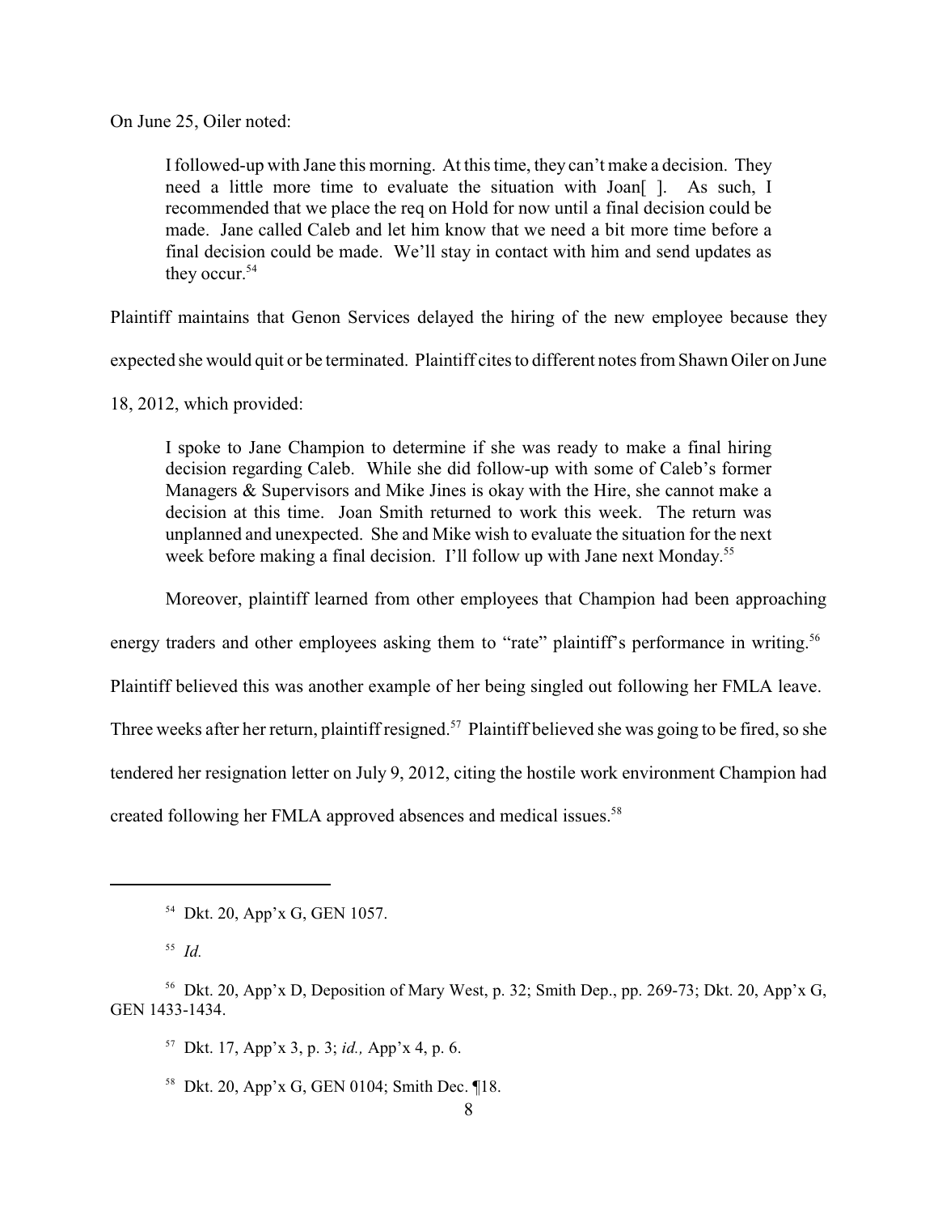On June 25, Oiler noted:

> I followed-up with Jane this morning. At this time, they can't make a decision. They need a little more time to evaluate the situation with Joan[ ]. As such, I recommended that we place the req on Hold for now until a final decision could be made. Jane called Caleb and let him know that we need a bit more time before a final decision could be made. We'll stay in contact with him and send updates as they occur.[54]

Plaintiff maintains that Genon Services delayed the hiring of the new employee because they expected she would quit or be terminated. Plaintiff cites to different notes from Shawn Oiler on June 18, 2012, which provided:

> I spoke to Jane Champion to determine if she was ready to make a final hiring decision regarding Caleb. While she did follow-up with some of Caleb's former Managers & Supervisors and Mike Jines is okay with the Hire, she cannot make a decision at this time. Joan Smith returned to work this week. The return was unplanned and unexpected. She and Mike wish to evaluate the situation for the next week before making a final decision. I'll follow up with Jane next Monday.[55]

Moreover, plaintiff learned from other employees that Champion had been approaching energy traders and other employees asking them to "rate" plaintiff's performance in writing.[56] Plaintiff believed this was another example of her being singled out following her FMLA leave. Three weeks after her return, plaintiff resigned.[57] Plaintiff believed she was going to be fired, so she tendered her resignation letter on July 9, 2012, citing the hostile work environment Champion had created following her FMLA approved absences and medical issues.[58]

---

[54] Dkt. 20, App'x G, GEN 1057.

[55] *Id.*

[56] Dkt. 20, App'x D, Deposition of Mary West, p. 32; Smith Dep., pp. 269-73; Dkt. 20, App'x G, GEN 1433-1434.

[57] Dkt. 17, App'x 3, p. 3; *id.,* App'x 4, p. 6.

[58] Dkt. 20, App'x G, GEN 0104; Smith Dec. ¶18.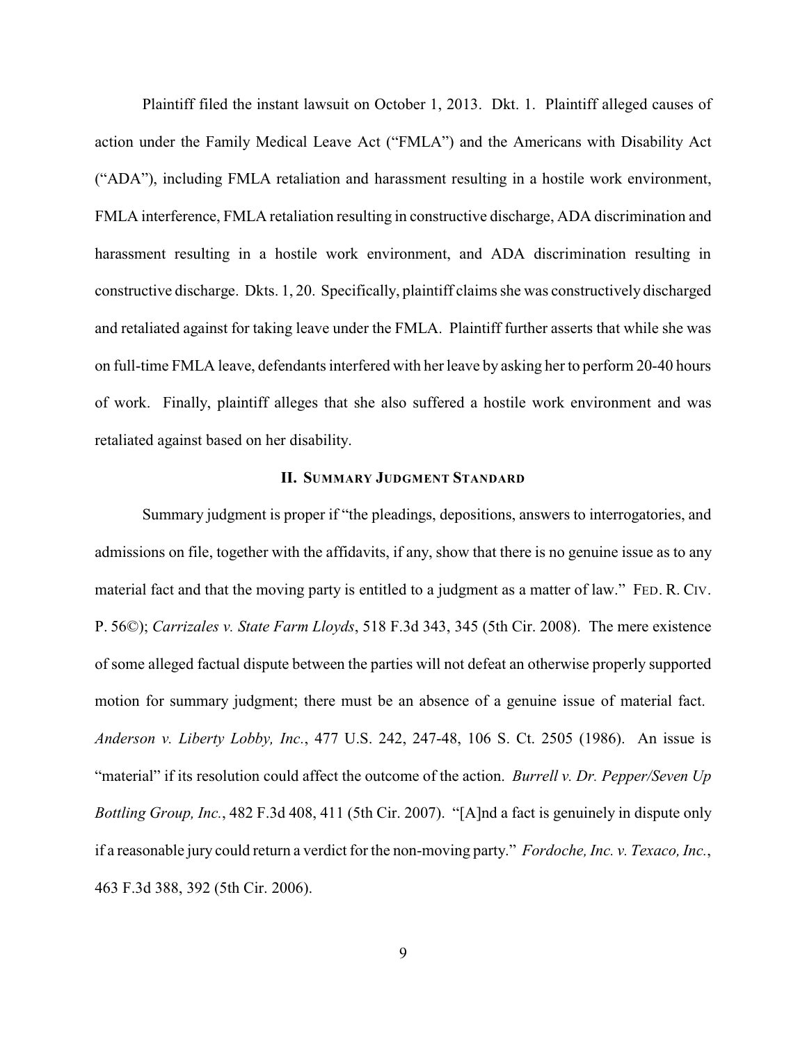Plaintiff filed the instant lawsuit on October 1, 2013. Dkt. 1. Plaintiff alleged causes of action under the Family Medical Leave Act ("FMLA") and the Americans with Disability Act ("ADA"), including FMLA retaliation and harassment resulting in a hostile work environment, FMLA interference, FMLA retaliation resulting in constructive discharge, ADA discrimination and harassment resulting in a hostile work environment, and ADA discrimination resulting in constructive discharge. Dkts. 1, 20. Specifically, plaintiff claims she was constructively discharged and retaliated against for taking leave under the FMLA. Plaintiff further asserts that while she was on full-time FMLA leave, defendants interfered with her leave by asking her to perform 20-40 hours of work. Finally, plaintiff alleges that she also suffered a hostile work environment and was retaliated against based on her disability.

## II. SUMMARY JUDGMENT STANDARD

Summary judgment is proper if "the pleadings, depositions, answers to interrogatories, and admissions on file, together with the affidavits, if any, show that there is no genuine issue as to any material fact and that the moving party is entitled to a judgment as a matter of law." FED. R. CIV. P. 56©); *Carrizales v. State Farm Lloyds*, 518 F.3d 343, 345 (5th Cir. 2008). The mere existence of some alleged factual dispute between the parties will not defeat an otherwise properly supported motion for summary judgment; there must be an absence of a genuine issue of material fact. *Anderson v. Liberty Lobby, Inc.*, 477 U.S. 242, 247-48, 106 S. Ct. 2505 (1986). An issue is "material" if its resolution could affect the outcome of the action. *Burrell v. Dr. Pepper/Seven Up Bottling Group, Inc.*, 482 F.3d 408, 411 (5th Cir. 2007). "[A]nd a fact is genuinely in dispute only if a reasonable jury could return a verdict for the non-moving party." *Fordoche, Inc. v. Texaco, Inc.*, 463 F.3d 388, 392 (5th Cir. 2006).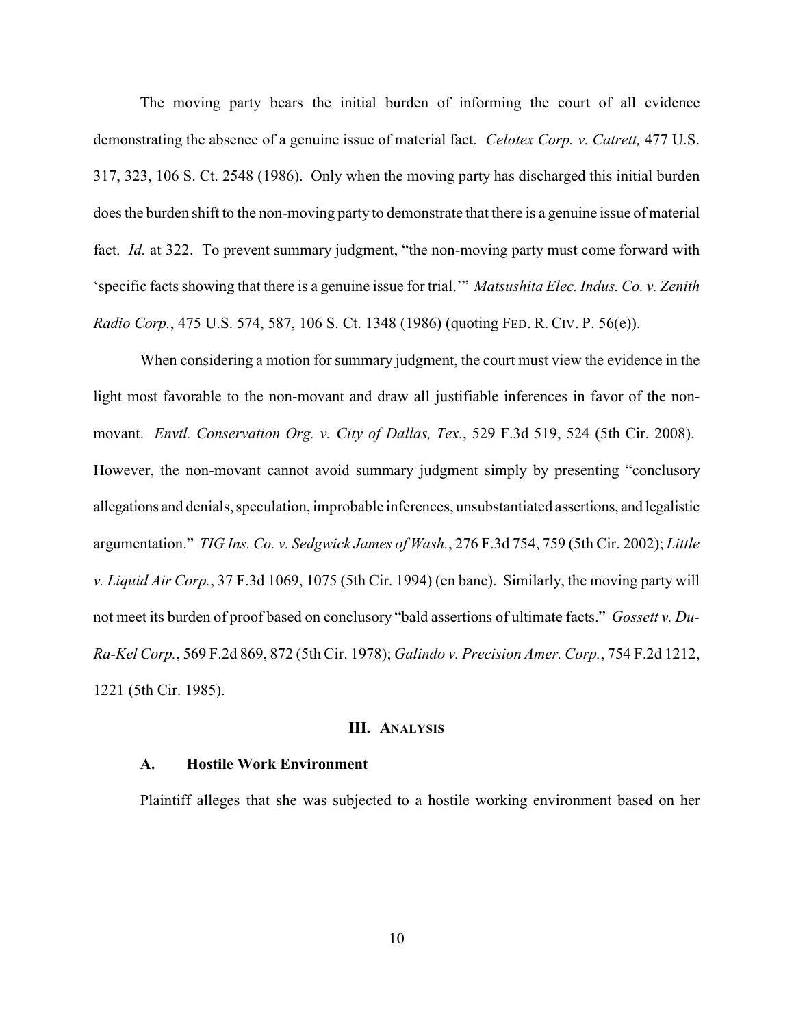The moving party bears the initial burden of informing the court of all evidence demonstrating the absence of a genuine issue of material fact. *Celotex Corp. v. Catrett,* 477 U.S. 317, 323, 106 S. Ct. 2548 (1986). Only when the moving party has discharged this initial burden does the burden shift to the non-moving party to demonstrate that there is a genuine issue of material fact. *Id.* at 322. To prevent summary judgment, "the non-moving party must come forward with 'specific facts showing that there is a genuine issue for trial.'" *Matsushita Elec. Indus. Co. v. Zenith Radio Corp.*, 475 U.S. 574, 587, 106 S. Ct. 1348 (1986) (quoting FED. R. CIV. P. 56(e)).

When considering a motion for summary judgment, the court must view the evidence in the light most favorable to the non-movant and draw all justifiable inferences in favor of the non-movant. *Envtl. Conservation Org. v. City of Dallas, Tex.*, 529 F.3d 519, 524 (5th Cir. 2008). However, the non-movant cannot avoid summary judgment simply by presenting "conclusory allegations and denials, speculation, improbable inferences, unsubstantiated assertions, and legalistic argumentation." *TIG Ins. Co. v. Sedgwick James of Wash.*, 276 F.3d 754, 759 (5th Cir. 2002); *Little v. Liquid Air Corp.*, 37 F.3d 1069, 1075 (5th Cir. 1994) (en banc). Similarly, the moving party will not meet its burden of proof based on conclusory "bald assertions of ultimate facts." *Gossett v. Du-Ra-Kel Corp.*, 569 F.2d 869, 872 (5th Cir. 1978); *Galindo v. Precision Amer. Corp.*, 754 F.2d 1212, 1221 (5th Cir. 1985).

## III. ANALYSIS

### A. Hostile Work Environment

Plaintiff alleges that she was subjected to a hostile working environment based on her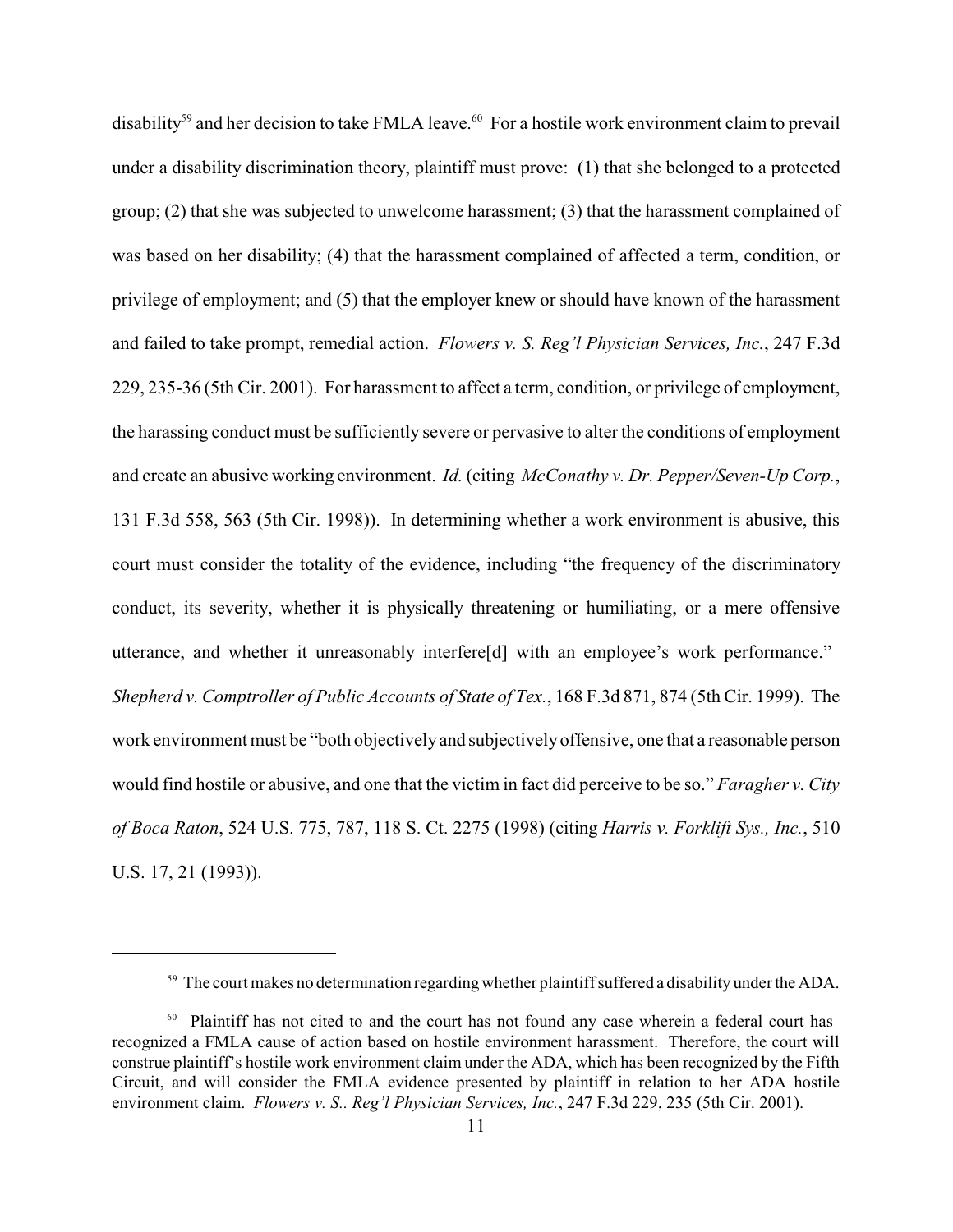disability[59] and her decision to take FMLA leave.[60] For a hostile work environment claim to prevail under a disability discrimination theory, plaintiff must prove: (1) that she belonged to a protected group; (2) that she was subjected to unwelcome harassment; (3) that the harassment complained of was based on her disability; (4) that the harassment complained of affected a term, condition, or privilege of employment; and (5) that the employer knew or should have known of the harassment and failed to take prompt, remedial action. *Flowers v. S. Reg'l Physician Services, Inc.*, 247 F.3d 229, 235-36 (5th Cir. 2001). For harassment to affect a term, condition, or privilege of employment, the harassing conduct must be sufficiently severe or pervasive to alter the conditions of employment and create an abusive working environment. *Id.* (citing *McConathy v. Dr. Pepper/Seven-Up Corp.*, 131 F.3d 558, 563 (5th Cir. 1998)). In determining whether a work environment is abusive, this court must consider the totality of the evidence, including "the frequency of the discriminatory conduct, its severity, whether it is physically threatening or humiliating, or a mere offensive utterance, and whether it unreasonably interfere[d] with an employee's work performance." *Shepherd v. Comptroller of Public Accounts of State of Tex.*, 168 F.3d 871, 874 (5th Cir. 1999). The work environment must be "both objectively and subjectively offensive, one that a reasonable person would find hostile or abusive, and one that the victim in fact did perceive to be so." *Faragher v. City of Boca Raton*, 524 U.S. 775, 787, 118 S. Ct. 2275 (1998) (citing *Harris v. Forklift Sys., Inc.*, 510 U.S. 17, 21 (1993)).

---

[59] The court makes no determination regarding whether plaintiff suffered a disability under the ADA.

[60] Plaintiff has not cited to and the court has not found any case wherein a federal court has recognized a FMLA cause of action based on hostile environment harassment. Therefore, the court will construe plaintiff's hostile work environment claim under the ADA, which has been recognized by the Fifth Circuit, and will consider the FMLA evidence presented by plaintiff in relation to her ADA hostile environment claim. *Flowers v. S.. Reg'l Physician Services, Inc.*, 247 F.3d 229, 235 (5th Cir. 2001).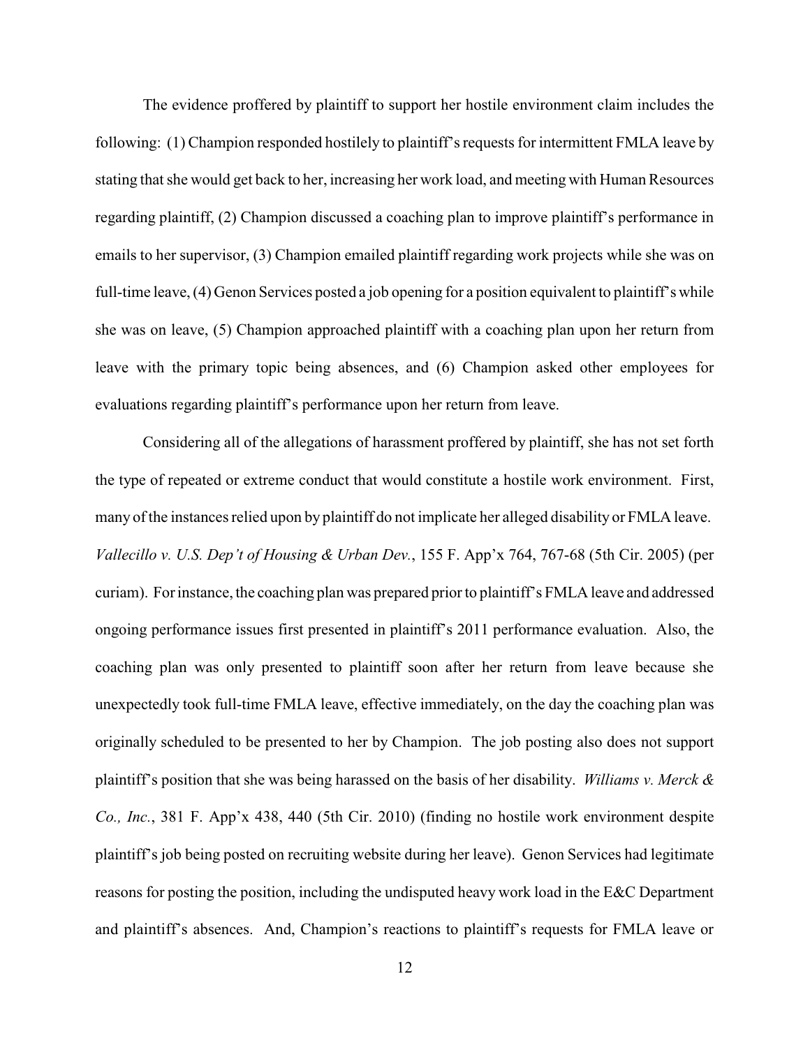The evidence proffered by plaintiff to support her hostile environment claim includes the following: (1) Champion responded hostilely to plaintiff's requests for intermittent FMLA leave by stating that she would get back to her, increasing her work load, and meeting with Human Resources regarding plaintiff, (2) Champion discussed a coaching plan to improve plaintiff's performance in emails to her supervisor, (3) Champion emailed plaintiff regarding work projects while she was on full-time leave, (4) Genon Services posted a job opening for a position equivalent to plaintiff's while she was on leave, (5) Champion approached plaintiff with a coaching plan upon her return from leave with the primary topic being absences, and (6) Champion asked other employees for evaluations regarding plaintiff's performance upon her return from leave.

Considering all of the allegations of harassment proffered by plaintiff, she has not set forth the type of repeated or extreme conduct that would constitute a hostile work environment. First, many of the instances relied upon by plaintiff do not implicate her alleged disability or FMLA leave. *Vallecillo v. U.S. Dep't of Housing & Urban Dev.*, 155 F. App'x 764, 767-68 (5th Cir. 2005) (per curiam). For instance, the coaching plan was prepared prior to plaintiff's FMLA leave and addressed ongoing performance issues first presented in plaintiff's 2011 performance evaluation. Also, the coaching plan was only presented to plaintiff soon after her return from leave because she unexpectedly took full-time FMLA leave, effective immediately, on the day the coaching plan was originally scheduled to be presented to her by Champion. The job posting also does not support plaintiff's position that she was being harassed on the basis of her disability. *Williams v. Merck & Co., Inc.*, 381 F. App'x 438, 440 (5th Cir. 2010) (finding no hostile work environment despite plaintiff's job being posted on recruiting website during her leave). Genon Services had legitimate reasons for posting the position, including the undisputed heavy work load in the E&C Department and plaintiff's absences. And, Champion's reactions to plaintiff's requests for FMLA leave or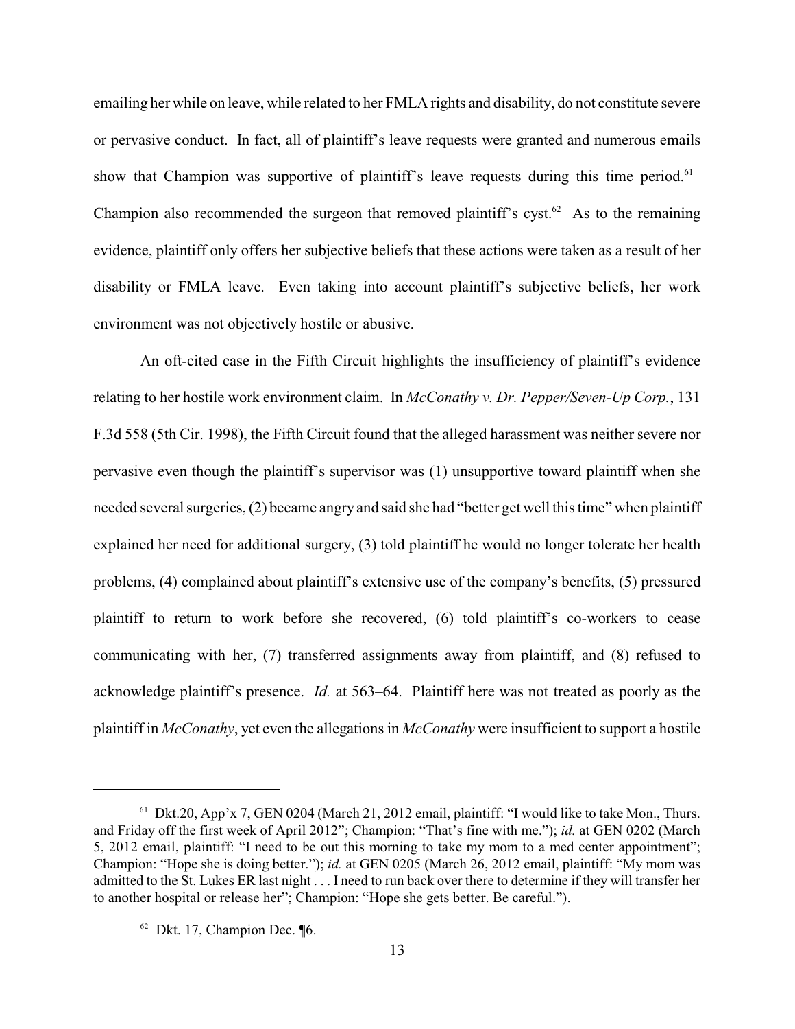emailing her while on leave, while related to her FMLA rights and disability, do not constitute severe or pervasive conduct. In fact, all of plaintiff's leave requests were granted and numerous emails show that Champion was supportive of plaintiff's leave requests during this time period.[61] Champion also recommended the surgeon that removed plaintiff's cyst.[62] As to the remaining evidence, plaintiff only offers her subjective beliefs that these actions were taken as a result of her disability or FMLA leave. Even taking into account plaintiff's subjective beliefs, her work environment was not objectively hostile or abusive.

An oft-cited case in the Fifth Circuit highlights the insufficiency of plaintiff's evidence relating to her hostile work environment claim. In *McConathy v. Dr. Pepper/Seven-Up Corp.*, 131 F.3d 558 (5th Cir. 1998), the Fifth Circuit found that the alleged harassment was neither severe nor pervasive even though the plaintiff's supervisor was (1) unsupportive toward plaintiff when she needed several surgeries, (2) became angry and said she had "better get well this time" when plaintiff explained her need for additional surgery, (3) told plaintiff he would no longer tolerate her health problems, (4) complained about plaintiff's extensive use of the company's benefits, (5) pressured plaintiff to return to work before she recovered, (6) told plaintiff's co-workers to cease communicating with her, (7) transferred assignments away from plaintiff, and (8) refused to acknowledge plaintiff's presence. *Id.* at 563–64. Plaintiff here was not treated as poorly as the plaintiff in *McConathy*, yet even the allegations in *McConathy* were insufficient to support a hostile

---

[61] Dkt.20, App'x 7, GEN 0204 (March 21, 2012 email, plaintiff: "I would like to take Mon., Thurs. and Friday off the first week of April 2012"; Champion: "That's fine with me."); *id.* at GEN 0202 (March 5, 2012 email, plaintiff: "I need to be out this morning to take my mom to a med center appointment"; Champion: "Hope she is doing better."); *id.* at GEN 0205 (March 26, 2012 email, plaintiff: "My mom was admitted to the St. Lukes ER last night . . . I need to run back over there to determine if they will transfer her to another hospital or release her"; Champion: "Hope she gets better. Be careful.").

[62] Dkt. 17, Champion Dec. ¶6.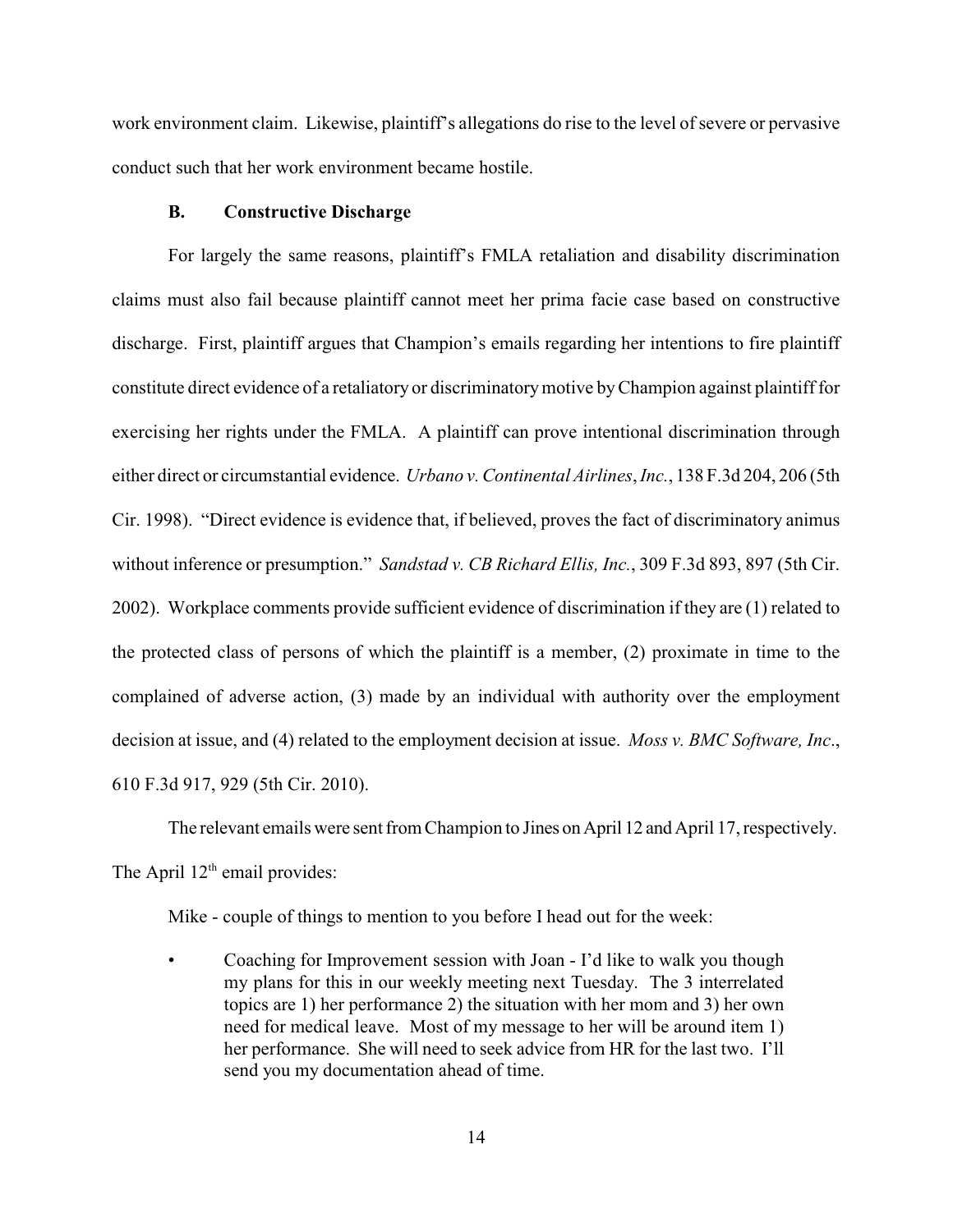work environment claim. Likewise, plaintiff's allegations do rise to the level of severe or pervasive conduct such that her work environment became hostile.

### B. Constructive Discharge

For largely the same reasons, plaintiff's FMLA retaliation and disability discrimination claims must also fail because plaintiff cannot meet her prima facie case based on constructive discharge. First, plaintiff argues that Champion's emails regarding her intentions to fire plaintiff constitute direct evidence of a retaliatory or discriminatory motive by Champion against plaintiff for exercising her rights under the FMLA. A plaintiff can prove intentional discrimination through either direct or circumstantial evidence. *Urbano v. Continental Airlines, Inc.*, 138 F.3d 204, 206 (5th Cir. 1998). "Direct evidence is evidence that, if believed, proves the fact of discriminatory animus without inference or presumption." *Sandstad v. CB Richard Ellis, Inc.*, 309 F.3d 893, 897 (5th Cir. 2002). Workplace comments provide sufficient evidence of discrimination if they are (1) related to the protected class of persons of which the plaintiff is a member, (2) proximate in time to the complained of adverse action, (3) made by an individual with authority over the employment decision at issue, and (4) related to the employment decision at issue. *Moss v. BMC Software, Inc.*, 610 F.3d 917, 929 (5th Cir. 2010).

The relevant emails were sent from Champion to Jines on April 12 and April 17, respectively. The April 12th email provides:

> Mike - couple of things to mention to you before I head out for the week:
>
> - Coaching for Improvement session with Joan - I'd like to walk you though my plans for this in our weekly meeting next Tuesday. The 3 interrelated topics are 1) her performance 2) the situation with her mom and 3) her own need for medical leave. Most of my message to her will be around item 1) her performance. She will need to seek advice from HR for the last two. I'll send you my documentation ahead of time.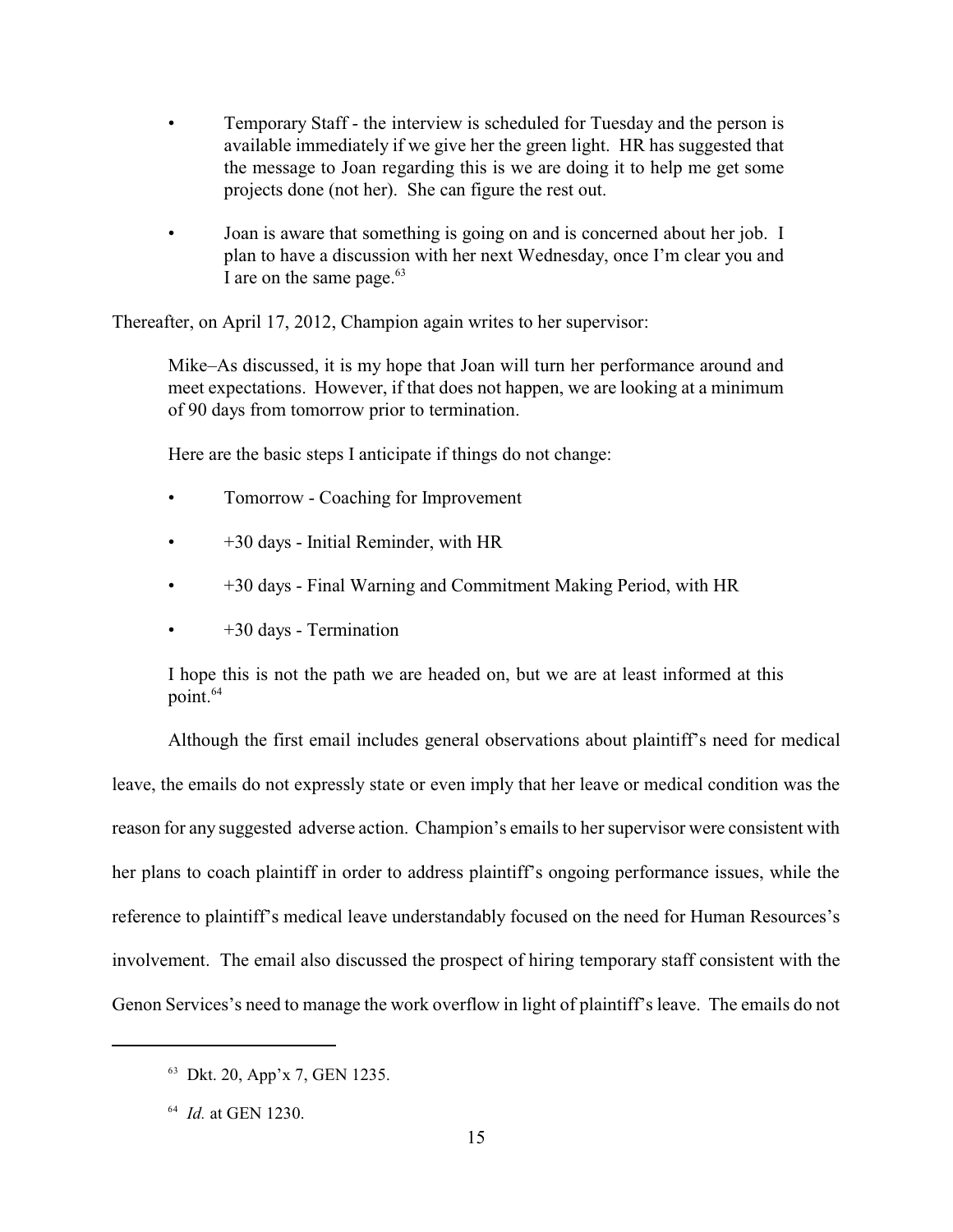- Temporary Staff - the interview is scheduled for Tuesday and the person is available immediately if we give her the green light. HR has suggested that the message to Joan regarding this is we are doing it to help me get some projects done (not her). She can figure the rest out.

- Joan is aware that something is going on and is concerned about her job. I plan to have a discussion with her next Wednesday, once I'm clear you and I are on the same page.[63]

Thereafter, on April 17, 2012, Champion again writes to her supervisor:

> Mike–As discussed, it is my hope that Joan will turn her performance around and meet expectations. However, if that does not happen, we are looking at a minimum of 90 days from tomorrow prior to termination.
>
> Here are the basic steps I anticipate if things do not change:
>
> - Tomorrow - Coaching for Improvement
> - +30 days - Initial Reminder, with HR
> - +30 days - Final Warning and Commitment Making Period, with HR
> - +30 days - Termination
>
> I hope this is not the path we are headed on, but we are at least informed at this point.[64]

Although the first email includes general observations about plaintiff's need for medical leave, the emails do not expressly state or even imply that her leave or medical condition was the reason for any suggested adverse action. Champion's emails to her supervisor were consistent with her plans to coach plaintiff in order to address plaintiff's ongoing performance issues, while the reference to plaintiff's medical leave understandably focused on the need for Human Resources's involvement. The email also discussed the prospect of hiring temporary staff consistent with the Genon Services's need to manage the work overflow in light of plaintiff's leave. The emails do not

---

[63] Dkt. 20, App'x 7, GEN 1235.

[64] *Id.* at GEN 1230.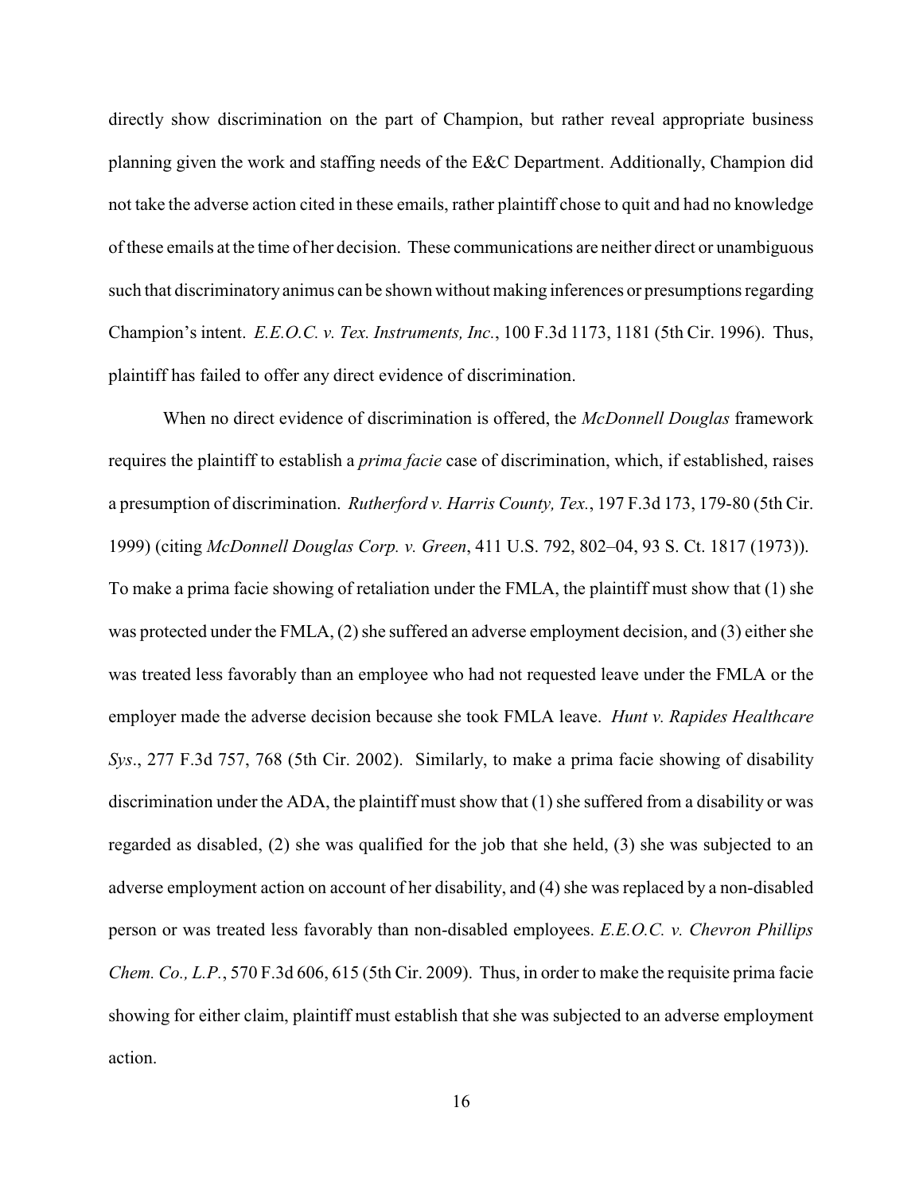directly show discrimination on the part of Champion, but rather reveal appropriate business planning given the work and staffing needs of the E&C Department. Additionally, Champion did not take the adverse action cited in these emails, rather plaintiff chose to quit and had no knowledge of these emails at the time of her decision. These communications are neither direct or unambiguous such that discriminatory animus can be shown without making inferences or presumptions regarding Champion's intent. *E.E.O.C. v. Tex. Instruments, Inc.*, 100 F.3d 1173, 1181 (5th Cir. 1996). Thus, plaintiff has failed to offer any direct evidence of discrimination.

When no direct evidence of discrimination is offered, the *McDonnell Douglas* framework requires the plaintiff to establish a *prima facie* case of discrimination, which, if established, raises a presumption of discrimination. *Rutherford v. Harris County, Tex.*, 197 F.3d 173, 179-80 (5th Cir. 1999) (citing *McDonnell Douglas Corp. v. Green*, 411 U.S. 792, 802–04, 93 S. Ct. 1817 (1973)). To make a prima facie showing of retaliation under the FMLA, the plaintiff must show that (1) she was protected under the FMLA, (2) she suffered an adverse employment decision, and (3) either she was treated less favorably than an employee who had not requested leave under the FMLA or the employer made the adverse decision because she took FMLA leave. *Hunt v. Rapides Healthcare Sys*., 277 F.3d 757, 768 (5th Cir. 2002). Similarly, to make a prima facie showing of disability discrimination under the ADA, the plaintiff must show that (1) she suffered from a disability or was regarded as disabled, (2) she was qualified for the job that she held, (3) she was subjected to an adverse employment action on account of her disability, and (4) she was replaced by a non-disabled person or was treated less favorably than non-disabled employees. *E.E.O.C. v. Chevron Phillips Chem. Co., L.P.*, 570 F.3d 606, 615 (5th Cir. 2009). Thus, in order to make the requisite prima facie showing for either claim, plaintiff must establish that she was subjected to an adverse employment action.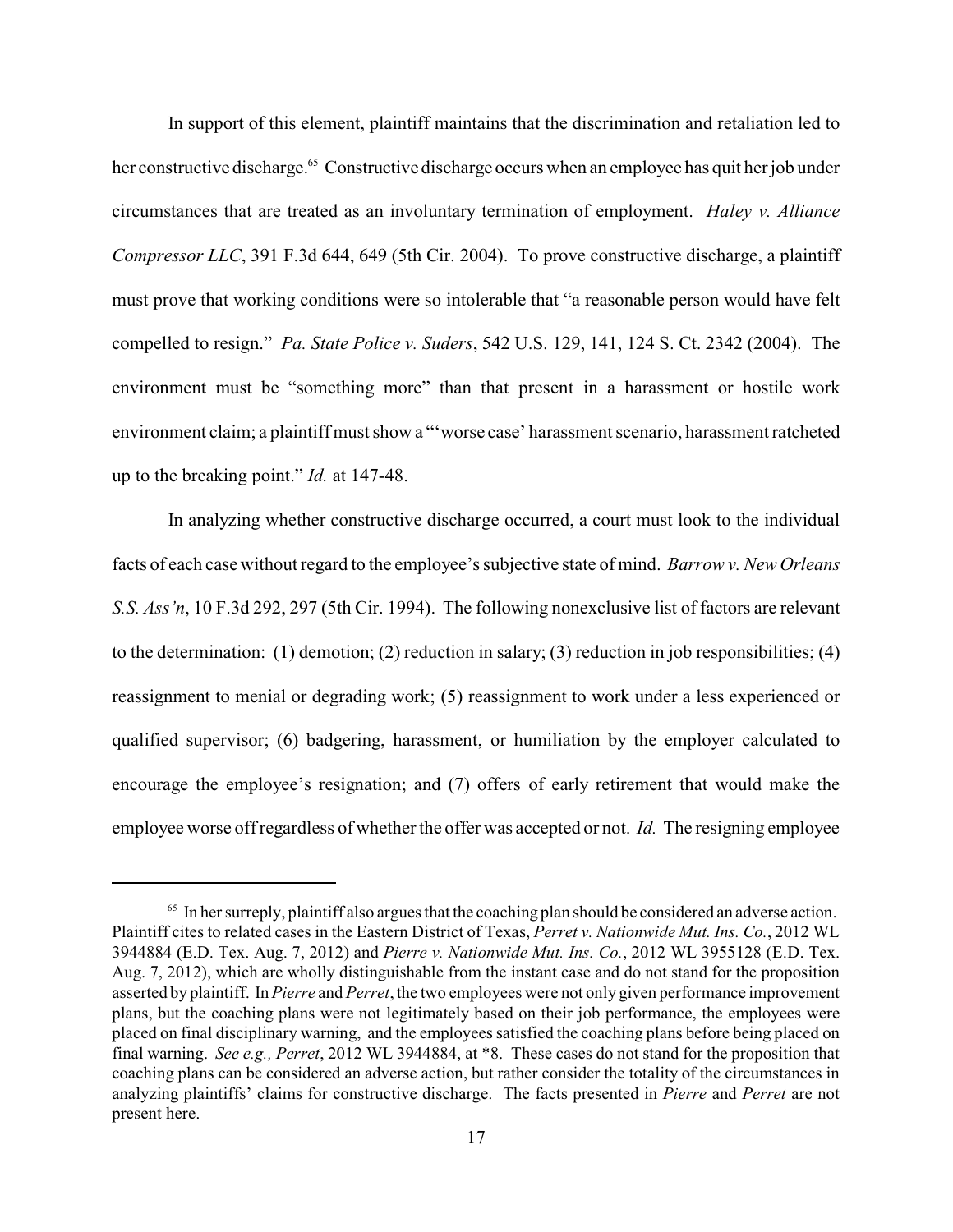In support of this element, plaintiff maintains that the discrimination and retaliation led to her constructive discharge.[65] Constructive discharge occurs when an employee has quit her job under circumstances that are treated as an involuntary termination of employment. *Haley v. Alliance Compressor LLC*, 391 F.3d 644, 649 (5th Cir. 2004). To prove constructive discharge, a plaintiff must prove that working conditions were so intolerable that "a reasonable person would have felt compelled to resign." *Pa. State Police v. Suders*, 542 U.S. 129, 141, 124 S. Ct. 2342 (2004). The environment must be "something more" than that present in a harassment or hostile work environment claim; a plaintiff must show a "'worse case' harassment scenario, harassment ratcheted up to the breaking point." *Id.* at 147-48.

In analyzing whether constructive discharge occurred, a court must look to the individual facts of each case without regard to the employee's subjective state of mind. *Barrow v. New Orleans S.S. Ass'n*, 10 F.3d 292, 297 (5th Cir. 1994). The following nonexclusive list of factors are relevant to the determination: (1) demotion; (2) reduction in salary; (3) reduction in job responsibilities; (4) reassignment to menial or degrading work; (5) reassignment to work under a less experienced or qualified supervisor; (6) badgering, harassment, or humiliation by the employer calculated to encourage the employee's resignation; and (7) offers of early retirement that would make the employee worse off regardless of whether the offer was accepted or not. *Id.* The resigning employee

---

[65] In her surreply, plaintiff also argues that the coaching plan should be considered an adverse action. Plaintiff cites to related cases in the Eastern District of Texas, *Perret v. Nationwide Mut. Ins. Co.*, 2012 WL 3944884 (E.D. Tex. Aug. 7, 2012) and *Pierre v. Nationwide Mut. Ins. Co.*, 2012 WL 3955128 (E.D. Tex. Aug. 7, 2012), which are wholly distinguishable from the instant case and do not stand for the proposition asserted by plaintiff. In *Pierre* and *Perret*, the two employees were not only given performance improvement plans, but the coaching plans were not legitimately based on their job performance, the employees were placed on final disciplinary warning, and the employees satisfied the coaching plans before being placed on final warning. *See e.g., Perret*, 2012 WL 3944884, at *8. These cases do not stand for the proposition that coaching plans can be considered an adverse action, but rather consider the totality of the circumstances in analyzing plaintiffs' claims for constructive discharge. The facts presented in *Pierre* and *Perret* are not present here.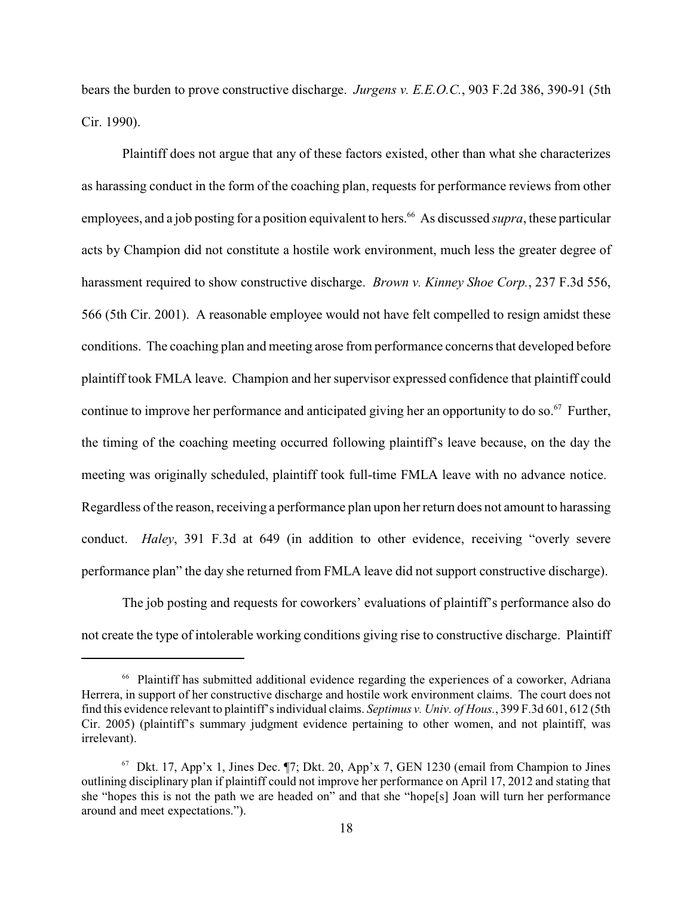bears the burden to prove constructive discharge. *Jurgens v. E.E.O.C.*, 903 F.2d 386, 390-91 (5th Cir. 1990).

Plaintiff does not argue that any of these factors existed, other than what she characterizes as harassing conduct in the form of the coaching plan, requests for performance reviews from other employees, and a job posting for a position equivalent to hers.[66] As discussed *supra*, these particular acts by Champion did not constitute a hostile work environment, much less the greater degree of harassment required to show constructive discharge. *Brown v. Kinney Shoe Corp.*, 237 F.3d 556, 566 (5th Cir. 2001). A reasonable employee would not have felt compelled to resign amidst these conditions. The coaching plan and meeting arose from performance concerns that developed before plaintiff took FMLA leave. Champion and her supervisor expressed confidence that plaintiff could continue to improve her performance and anticipated giving her an opportunity to do so.[67] Further, the timing of the coaching meeting occurred following plaintiff's leave because, on the day the meeting was originally scheduled, plaintiff took full-time FMLA leave with no advance notice. Regardless of the reason, receiving a performance plan upon her return does not amount to harassing conduct. *Haley*, 391 F.3d at 649 (in addition to other evidence, receiving "overly severe performance plan" the day she returned from FMLA leave did not support constructive discharge).

The job posting and requests for coworkers' evaluations of plaintiff's performance also do not create the type of intolerable working conditions giving rise to constructive discharge. Plaintiff

---

[66] Plaintiff has submitted additional evidence regarding the experiences of a coworker, Adriana Herrera, in support of her constructive discharge and hostile work environment claims. The court does not find this evidence relevant to plaintiff's individual claims. *Septimus v. Univ. of Hous.*, 399 F.3d 601, 612 (5th Cir. 2005) (plaintiff's summary judgment evidence pertaining to other women, and not plaintiff, was irrelevant).

[67] Dkt. 17, App'x 1, Jines Dec. ¶7; Dkt. 20, App'x 7, GEN 1230 (email from Champion to Jines outlining disciplinary plan if plaintiff could not improve her performance on April 17, 2012 and stating that she "hopes this is not the path we are headed on" and that she "hope[s] Joan will turn her performance around and meet expectations.").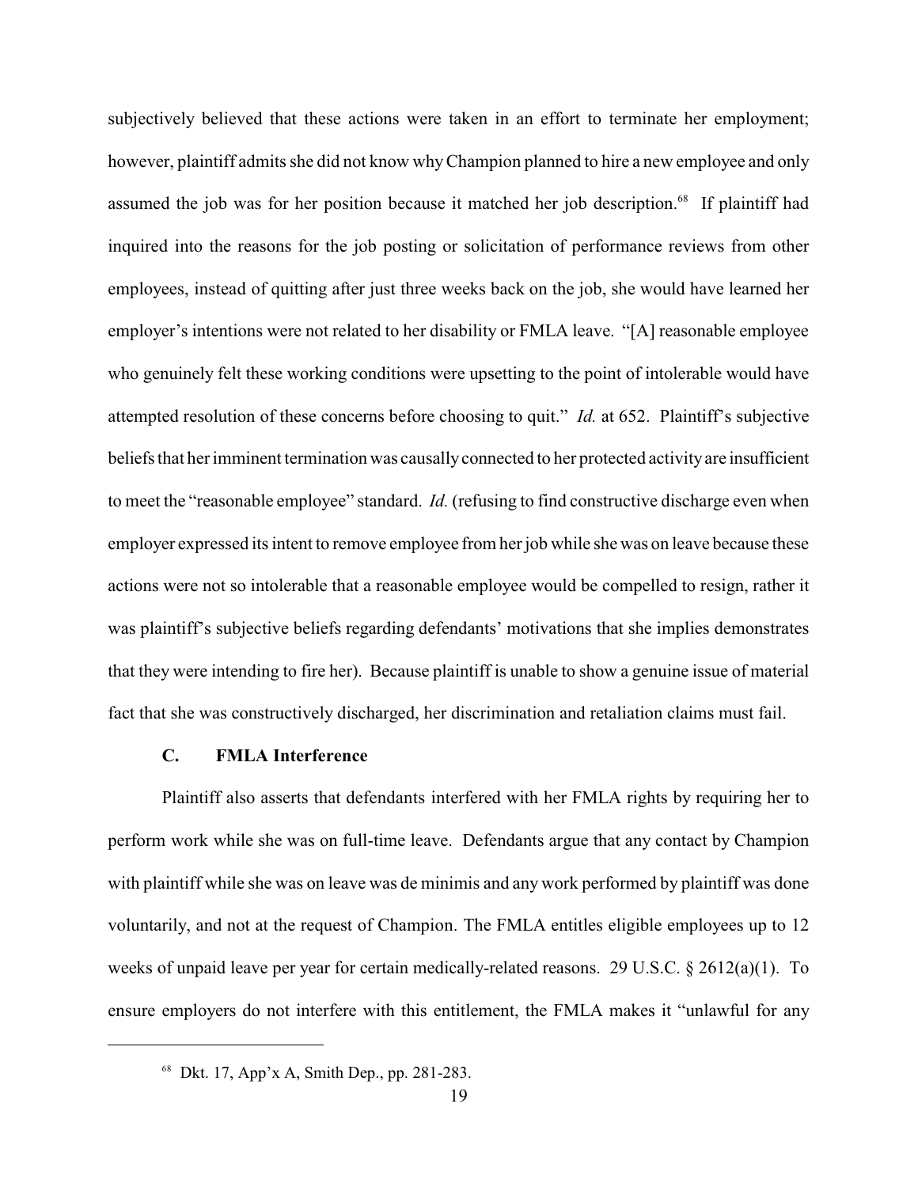subjectively believed that these actions were taken in an effort to terminate her employment; however, plaintiff admits she did not know why Champion planned to hire a new employee and only assumed the job was for her position because it matched her job description.[68] If plaintiff had inquired into the reasons for the job posting or solicitation of performance reviews from other employees, instead of quitting after just three weeks back on the job, she would have learned her employer's intentions were not related to her disability or FMLA leave. "[A] reasonable employee who genuinely felt these working conditions were upsetting to the point of intolerable would have attempted resolution of these concerns before choosing to quit." *Id.* at 652. Plaintiff's subjective beliefs that her imminent termination was causally connected to her protected activity are insufficient to meet the "reasonable employee" standard. *Id.* (refusing to find constructive discharge even when employer expressed its intent to remove employee from her job while she was on leave because these actions were not so intolerable that a reasonable employee would be compelled to resign, rather it was plaintiff's subjective beliefs regarding defendants' motivations that she implies demonstrates that they were intending to fire her). Because plaintiff is unable to show a genuine issue of material fact that she was constructively discharged, her discrimination and retaliation claims must fail.

### C. FMLA Interference

Plaintiff also asserts that defendants interfered with her FMLA rights by requiring her to perform work while she was on full-time leave. Defendants argue that any contact by Champion with plaintiff while she was on leave was de minimis and any work performed by plaintiff was done voluntarily, and not at the request of Champion. The FMLA entitles eligible employees up to 12 weeks of unpaid leave per year for certain medically-related reasons. 29 U.S.C. § 2612(a)(1). To ensure employers do not interfere with this entitlement, the FMLA makes it "unlawful for any

---

[68] Dkt. 17, App'x A, Smith Dep., pp. 281-283.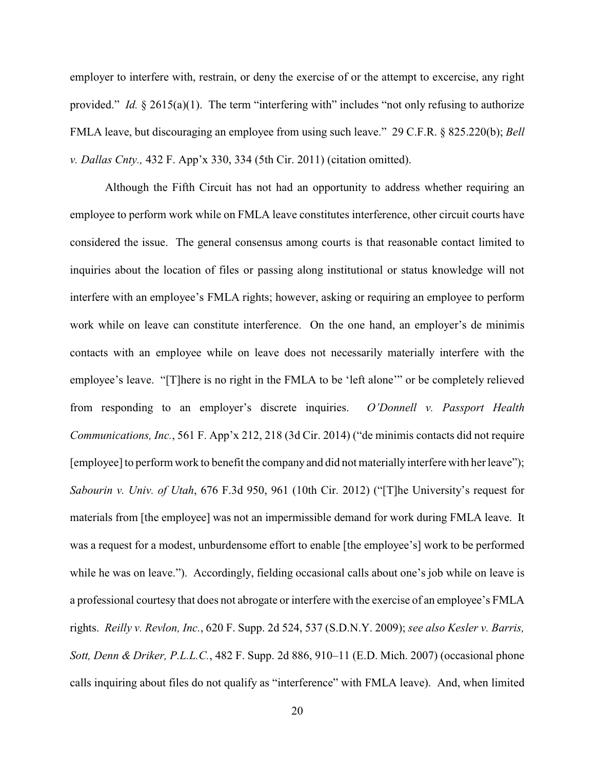employer to interfere with, restrain, or deny the exercise of or the attempt to excercise, any right provided." *Id.* § 2615(a)(1). The term "interfering with" includes "not only refusing to authorize FMLA leave, but discouraging an employee from using such leave." 29 C.F.R. § 825.220(b); *Bell v. Dallas Cnty.,* 432 F. App'x 330, 334 (5th Cir. 2011) (citation omitted).

Although the Fifth Circuit has not had an opportunity to address whether requiring an employee to perform work while on FMLA leave constitutes interference, other circuit courts have considered the issue. The general consensus among courts is that reasonable contact limited to inquiries about the location of files or passing along institutional or status knowledge will not interfere with an employee's FMLA rights; however, asking or requiring an employee to perform work while on leave can constitute interference. On the one hand, an employer's de minimis contacts with an employee while on leave does not necessarily materially interfere with the employee's leave. "[T]here is no right in the FMLA to be 'left alone'" or be completely relieved from responding to an employer's discrete inquiries. *O'Donnell v. Passport Health Communications, Inc.*, 561 F. App'x 212, 218 (3d Cir. 2014) ("de minimis contacts did not require [employee] to perform work to benefit the company and did not materially interfere with her leave"); *Sabourin v. Univ. of Utah*, 676 F.3d 950, 961 (10th Cir. 2012) ("[T]he University's request for materials from [the employee] was not an impermissible demand for work during FMLA leave. It was a request for a modest, unburdensome effort to enable [the employee's] work to be performed while he was on leave."). Accordingly, fielding occasional calls about one's job while on leave is a professional courtesy that does not abrogate or interfere with the exercise of an employee's FMLA rights. *Reilly v. Revlon, Inc.*, 620 F. Supp. 2d 524, 537 (S.D.N.Y. 2009); *see also Kesler v. Barris, Sott, Denn & Driker, P.L.L.C.*, 482 F. Supp. 2d 886, 910–11 (E.D. Mich. 2007) (occasional phone calls inquiring about files do not qualify as "interference" with FMLA leave). And, when limited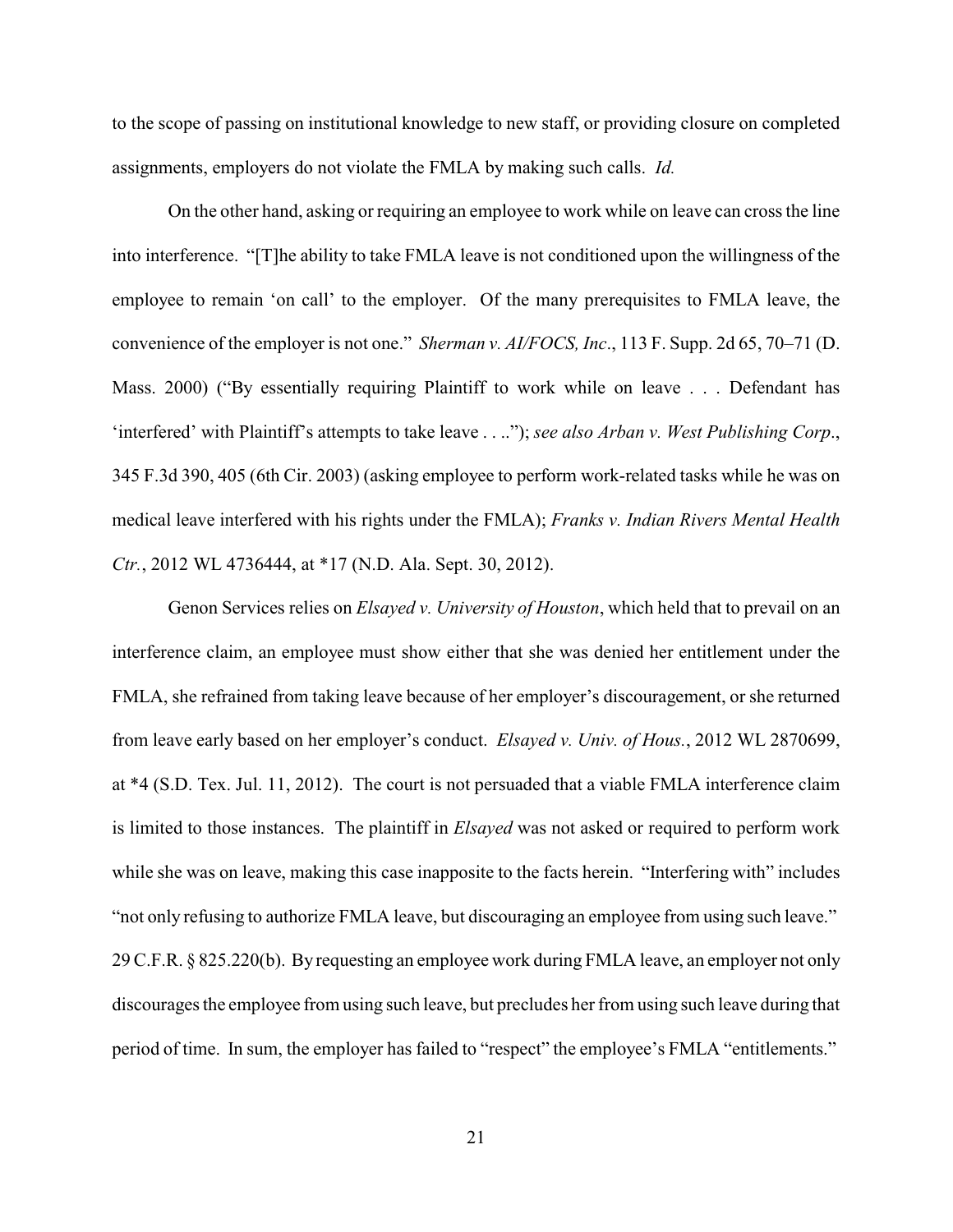to the scope of passing on institutional knowledge to new staff, or providing closure on completed assignments, employers do not violate the FMLA by making such calls. *Id.*

On the other hand, asking or requiring an employee to work while on leave can cross the line into interference. "[T]he ability to take FMLA leave is not conditioned upon the willingness of the employee to remain 'on call' to the employer. Of the many prerequisites to FMLA leave, the convenience of the employer is not one." *Sherman v. AI/FOCS, Inc*., 113 F. Supp. 2d 65, 70–71 (D. Mass. 2000) ("By essentially requiring Plaintiff to work while on leave . . . Defendant has 'interfered' with Plaintiff's attempts to take leave . . .."); *see also Arban v. West Publishing Corp*., 345 F.3d 390, 405 (6th Cir. 2003) (asking employee to perform work-related tasks while he was on medical leave interfered with his rights under the FMLA); *Franks v. Indian Rivers Mental Health Ctr.*, 2012 WL 4736444, at *17 (N.D. Ala. Sept. 30, 2012).

Genon Services relies on *Elsayed v. University of Houston*, which held that to prevail on an interference claim, an employee must show either that she was denied her entitlement under the FMLA, she refrained from taking leave because of her employer's discouragement, or she returned from leave early based on her employer's conduct. *Elsayed v. Univ. of Hous.*, 2012 WL 2870699, at *4 (S.D. Tex. Jul. 11, 2012). The court is not persuaded that a viable FMLA interference claim is limited to those instances. The plaintiff in *Elsayed* was not asked or required to perform work while she was on leave, making this case inapposite to the facts herein. "Interfering with" includes "not only refusing to authorize FMLA leave, but discouraging an employee from using such leave." 29 C.F.R. § 825.220(b). By requesting an employee work during FMLA leave, an employer not only discourages the employee from using such leave, but precludes her from using such leave during that period of time. In sum, the employer has failed to "respect" the employee's FMLA "entitlements."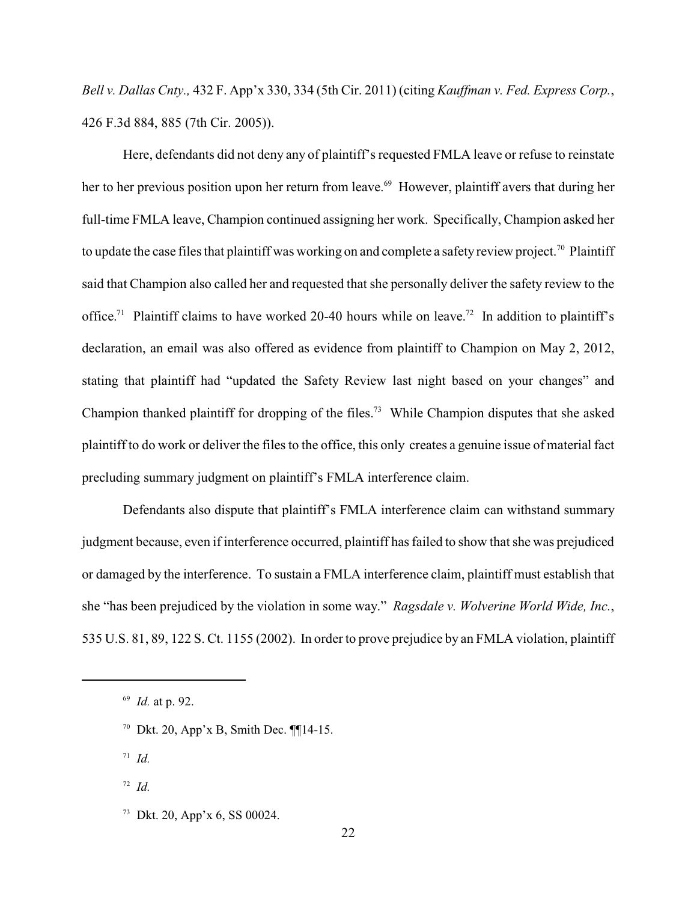*Bell v. Dallas Cnty.,* 432 F. App'x 330, 334 (5th Cir. 2011) (citing *Kauffman v. Fed. Express Corp.*, 426 F.3d 884, 885 (7th Cir. 2005)).

Here, defendants did not deny any of plaintiff's requested FMLA leave or refuse to reinstate her to her previous position upon her return from leave.[69] However, plaintiff avers that during her full-time FMLA leave, Champion continued assigning her work. Specifically, Champion asked her to update the case files that plaintiff was working on and complete a safety review project.[70] Plaintiff said that Champion also called her and requested that she personally deliver the safety review to the office.[71] Plaintiff claims to have worked 20-40 hours while on leave.[72] In addition to plaintiff's declaration, an email was also offered as evidence from plaintiff to Champion on May 2, 2012, stating that plaintiff had "updated the Safety Review last night based on your changes" and Champion thanked plaintiff for dropping of the files.[73] While Champion disputes that she asked plaintiff to do work or deliver the files to the office, this only creates a genuine issue of material fact precluding summary judgment on plaintiff's FMLA interference claim.

Defendants also dispute that plaintiff's FMLA interference claim can withstand summary judgment because, even if interference occurred, plaintiff has failed to show that she was prejudiced or damaged by the interference. To sustain a FMLA interference claim, plaintiff must establish that she "has been prejudiced by the violation in some way." *Ragsdale v. Wolverine World Wide, Inc.*, 535 U.S. 81, 89, 122 S. Ct. 1155 (2002). In order to prove prejudice by an FMLA violation, plaintiff

---

[69] *Id.* at p. 92.

[70] Dkt. 20, App'x B, Smith Dec. ¶¶14-15.

[71] *Id.*

[72] *Id.*

[73] Dkt. 20, App'x 6, SS 00024.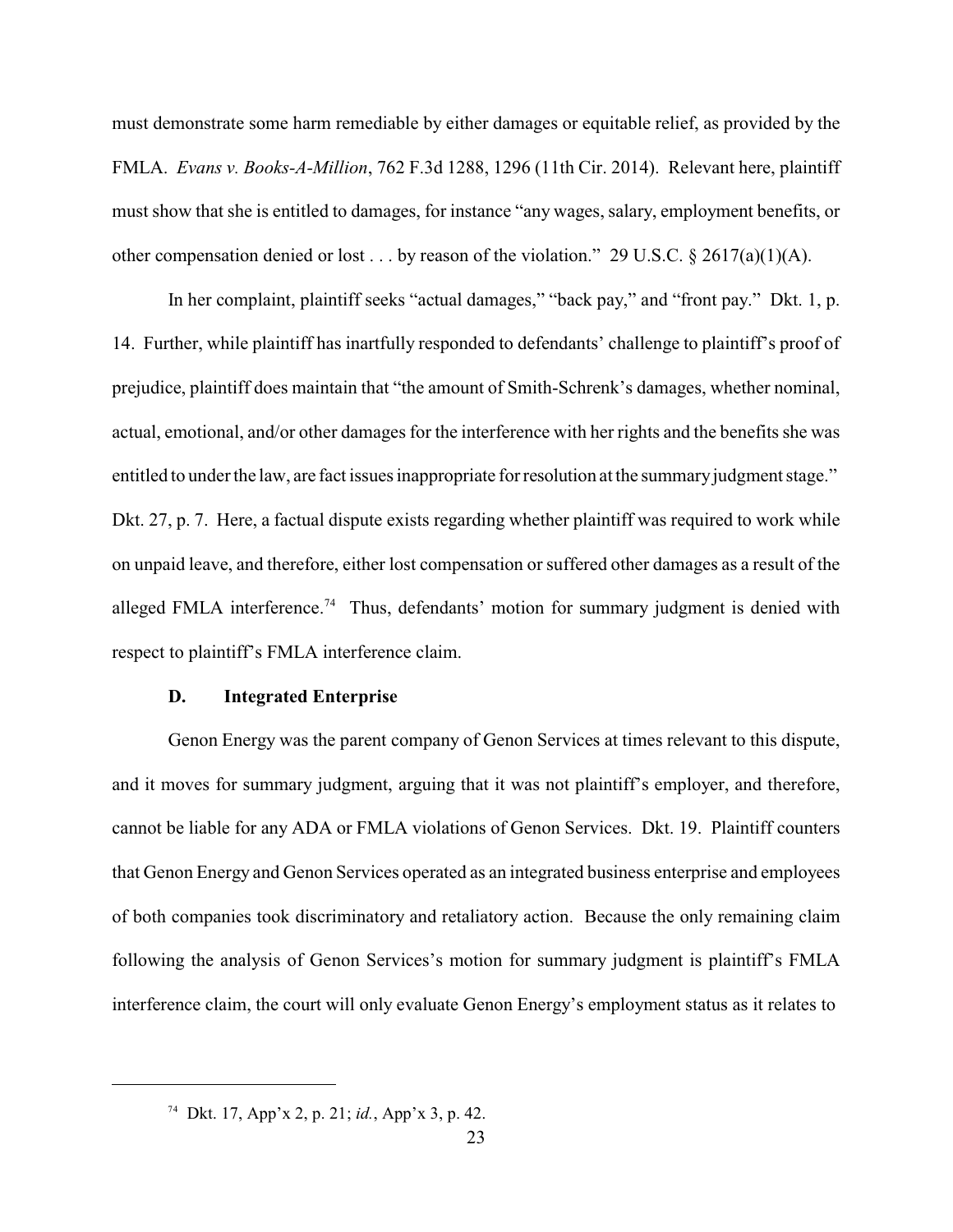must demonstrate some harm remediable by either damages or equitable relief, as provided by the FMLA. *Evans v. Books-A-Million*, 762 F.3d 1288, 1296 (11th Cir. 2014). Relevant here, plaintiff must show that she is entitled to damages, for instance "any wages, salary, employment benefits, or other compensation denied or lost . . . by reason of the violation." 29 U.S.C. § 2617(a)(1)(A).

In her complaint, plaintiff seeks "actual damages," "back pay," and "front pay." Dkt. 1, p. 14. Further, while plaintiff has inartfully responded to defendants' challenge to plaintiff's proof of prejudice, plaintiff does maintain that "the amount of Smith-Schrenk's damages, whether nominal, actual, emotional, and/or other damages for the interference with her rights and the benefits she was entitled to under the law, are fact issues inappropriate for resolution at the summary judgment stage." Dkt. 27, p. 7. Here, a factual dispute exists regarding whether plaintiff was required to work while on unpaid leave, and therefore, either lost compensation or suffered other damages as a result of the alleged FMLA interference.[74] Thus, defendants' motion for summary judgment is denied with respect to plaintiff's FMLA interference claim.

### D. Integrated Enterprise

Genon Energy was the parent company of Genon Services at times relevant to this dispute, and it moves for summary judgment, arguing that it was not plaintiff's employer, and therefore, cannot be liable for any ADA or FMLA violations of Genon Services. Dkt. 19. Plaintiff counters that Genon Energy and Genon Services operated as an integrated business enterprise and employees of both companies took discriminatory and retaliatory action. Because the only remaining claim following the analysis of Genon Services's motion for summary judgment is plaintiff's FMLA interference claim, the court will only evaluate Genon Energy's employment status as it relates to

---

[74] Dkt. 17, App'x 2, p. 21; *id.*, App'x 3, p. 42.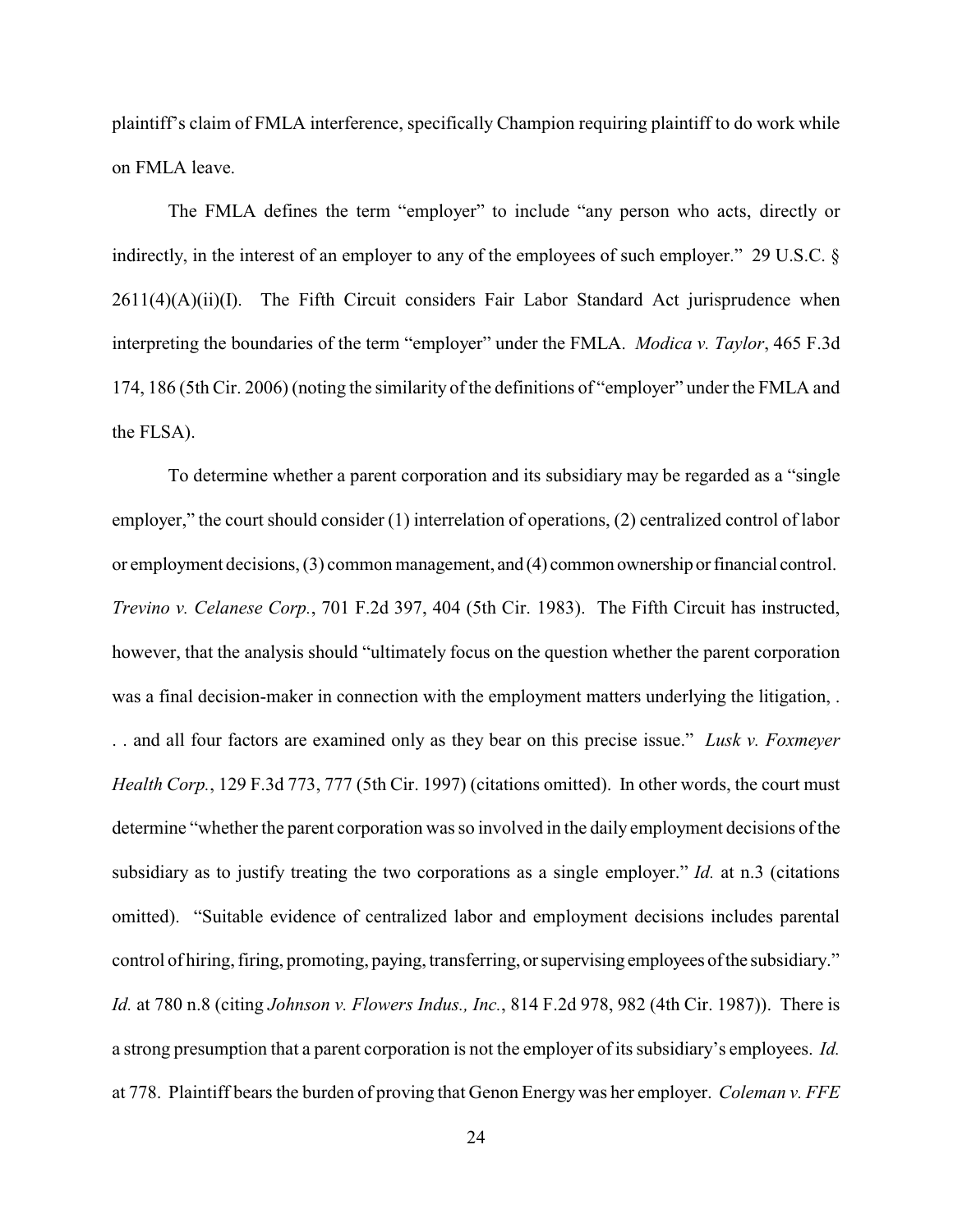plaintiff's claim of FMLA interference, specifically Champion requiring plaintiff to do work while on FMLA leave.

The FMLA defines the term "employer" to include "any person who acts, directly or indirectly, in the interest of an employer to any of the employees of such employer." 29 U.S.C. § 2611(4)(A)(ii)(I). The Fifth Circuit considers Fair Labor Standard Act jurisprudence when interpreting the boundaries of the term "employer" under the FMLA. *Modica v. Taylor*, 465 F.3d 174, 186 (5th Cir. 2006) (noting the similarity of the definitions of "employer" under the FMLA and the FLSA).

To determine whether a parent corporation and its subsidiary may be regarded as a "single employer," the court should consider (1) interrelation of operations, (2) centralized control of labor or employment decisions, (3) common management, and (4) common ownership or financial control. *Trevino v. Celanese Corp.*, 701 F.2d 397, 404 (5th Cir. 1983). The Fifth Circuit has instructed, however, that the analysis should "ultimately focus on the question whether the parent corporation was a final decision-maker in connection with the employment matters underlying the litigation, . . . and all four factors are examined only as they bear on this precise issue." *Lusk v. Foxmeyer Health Corp.*, 129 F.3d 773, 777 (5th Cir. 1997) (citations omitted). In other words, the court must determine "whether the parent corporation was so involved in the daily employment decisions of the subsidiary as to justify treating the two corporations as a single employer." *Id.* at n.3 (citations omitted). "Suitable evidence of centralized labor and employment decisions includes parental control of hiring, firing, promoting, paying, transferring, or supervising employees of the subsidiary." *Id.* at 780 n.8 (citing *Johnson v. Flowers Indus., Inc.*, 814 F.2d 978, 982 (4th Cir. 1987)). There is a strong presumption that a parent corporation is not the employer of its subsidiary's employees. *Id.* at 778. Plaintiff bears the burden of proving that Genon Energy was her employer. *Coleman v. FFE*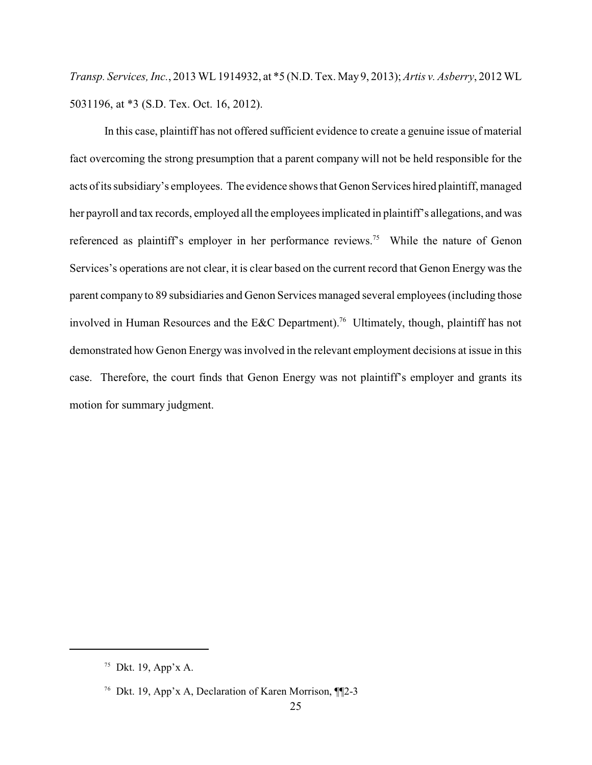*Transp. Services, Inc.*, 2013 WL 1914932, at *5 (N.D. Tex. May 9, 2013); *Artis v. Asberry*, 2012 WL 5031196, at *3 (S.D. Tex. Oct. 16, 2012).

In this case, plaintiff has not offered sufficient evidence to create a genuine issue of material fact overcoming the strong presumption that a parent company will not be held responsible for the acts of its subsidiary's employees. The evidence shows that Genon Services hired plaintiff, managed her payroll and tax records, employed all the employees implicated in plaintiff's allegations, and was referenced as plaintiff's employer in her performance reviews.[75] While the nature of Genon Services's operations are not clear, it is clear based on the current record that Genon Energy was the parent company to 89 subsidiaries and Genon Services managed several employees (including those involved in Human Resources and the E&C Department).[76] Ultimately, though, plaintiff has not demonstrated how Genon Energy was involved in the relevant employment decisions at issue in this case. Therefore, the court finds that Genon Energy was not plaintiff's employer and grants its motion for summary judgment.

---

[75] Dkt. 19, App'x A.

[76] Dkt. 19, App'x A, Declaration of Karen Morrison, ¶¶2-3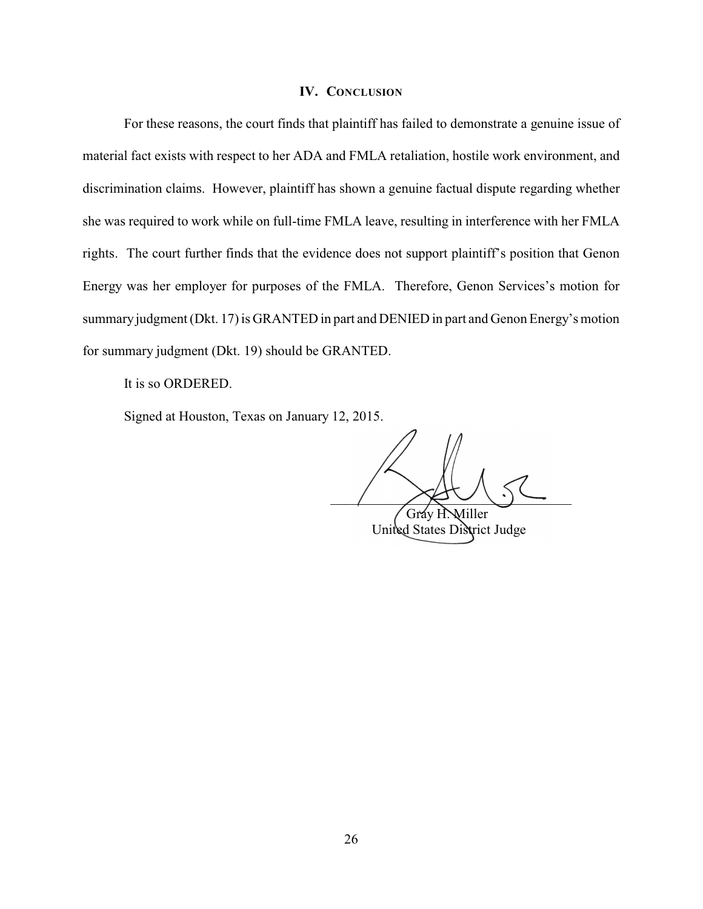## IV. CONCLUSION

For these reasons, the court finds that plaintiff has failed to demonstrate a genuine issue of material fact exists with respect to her ADA and FMLA retaliation, hostile work environment, and discrimination claims. However, plaintiff has shown a genuine factual dispute regarding whether she was required to work while on full-time FMLA leave, resulting in interference with her FMLA rights. The court further finds that the evidence does not support plaintiff's position that Genon Energy was her employer for purposes of the FMLA. Therefore, Genon Services's motion for summary judgment (Dkt. 17) is GRANTED in part and DENIED in part and Genon Energy's motion for summary judgment (Dkt. 19) should be GRANTED.

It is so ORDERED.

Signed at Houston, Texas on January 12, 2015.

Gray H. Miller
United States District Judge